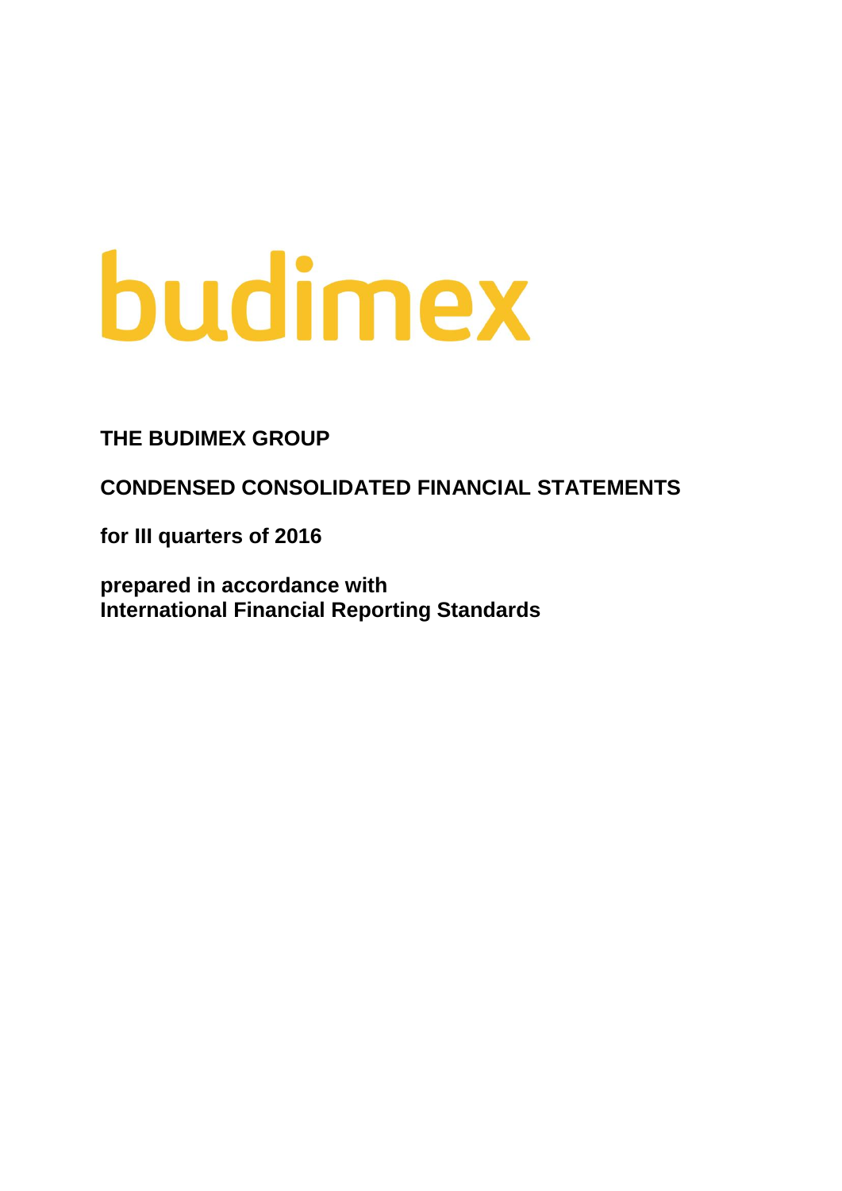budimex

# THE BUDIMEX GROUP

## CONDENSED CONSOLIDATED FINANCIAL STATEMENTS

**for III quarters of 2016**

**prepared in accordance with**
**International Financial Reporting Standards**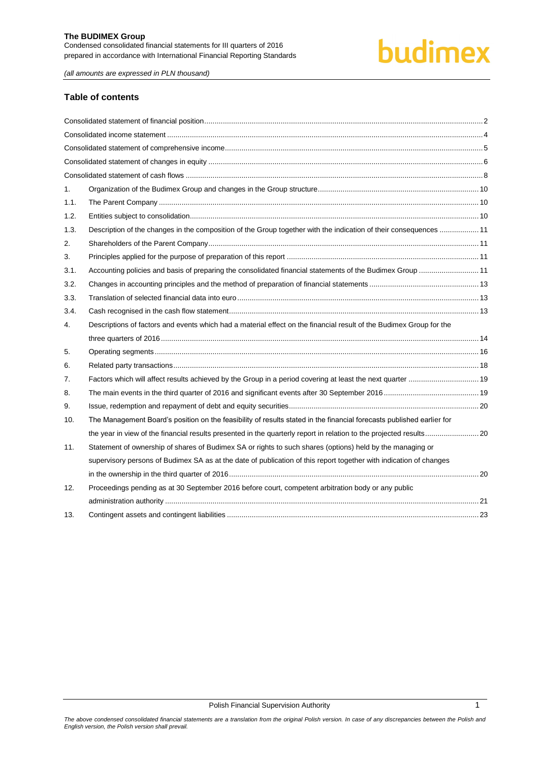## Table of contents

| | | |
|---|---|---|
| Consolidated statement of financial position | | 2 |
| Consolidated income statement | | 4 |
| Consolidated statement of comprehensive income | | 5 |
| Consolidated statement of changes in equity | | 6 |
| Consolidated statement of cash flows | | 8 |
| 1. | Organization of the Budimex Group and changes in the Group structure | 10 |
| 1.1. | The Parent Company | 10 |
| 1.2. | Entities subject to consolidation | 10 |
| 1.3. | Description of the changes in the composition of the Group together with the indication of their consequences | 11 |
| 2. | Shareholders of the Parent Company | 11 |
| 3. | Principles applied for the purpose of preparation of this report | 11 |
| 3.1. | Accounting policies and basis of preparing the consolidated financial statements of the Budimex Group | 11 |
| 3.2. | Changes in accounting principles and the method of preparation of financial statements | 13 |
| 3.3. | Translation of selected financial data into euro | 13 |
| 3.4. | Cash recognised in the cash flow statement | 13 |
| 4. | Descriptions of factors and events which had a material effect on the financial result of the Budimex Group for the three quarters of 2016 | 14 |
| 5. | Operating segments | 16 |
| 6. | Related party transactions | 18 |
| 7. | Factors which will affect results achieved by the Group in a period covering at least the next quarter | 19 |
| 8. | The main events in the third quarter of 2016 and significant events after 30 September 2016 | 19 |
| 9. | Issue, redemption and repayment of debt and equity securities | 20 |
| 10. | The Management Board's position on the feasibility of results stated in the financial forecasts published earlier for the year in view of the financial results presented in the quarterly report in relation to the projected results | 20 |
| 11. | Statement of ownership of shares of Budimex SA or rights to such shares (options) held by the managing or supervisory persons of Budimex SA as at the date of publication of this report together with indication of changes in the ownership in the third quarter of 2016 | 20 |
| 12. | Proceedings pending as at 30 September 2016 before court, competent arbitration body or any public administration authority | 21 |
| 13. | Contingent assets and contingent liabilities | 23 |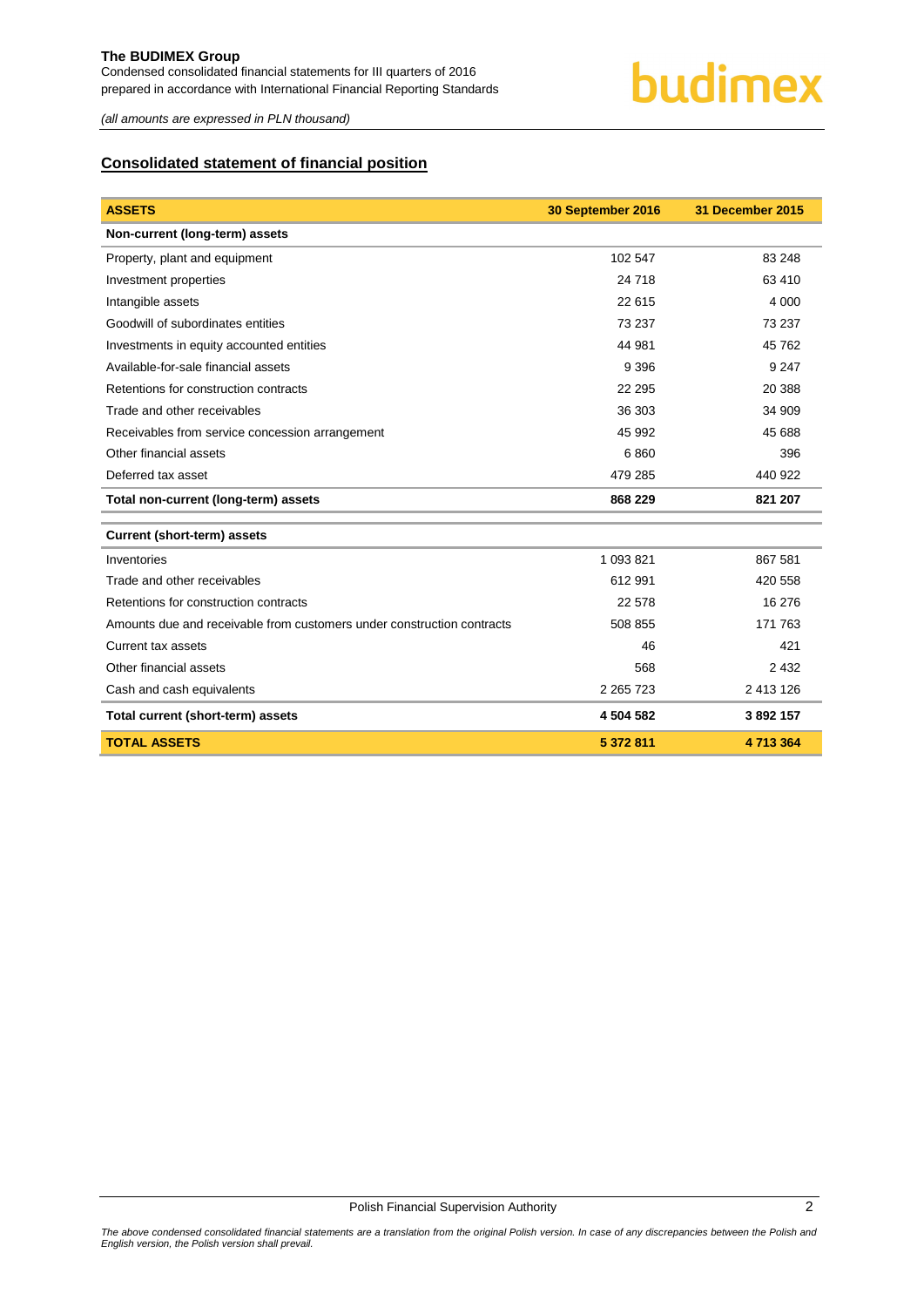## Consolidated statement of financial position

| ASSETS | 30 September 2016 | 31 December 2015 |
|---|---|---|
| **Non-current (long-term) assets** | | |
| Property, plant and equipment | 102 547 | 83 248 |
| Investment properties | 24 718 | 63 410 |
| Intangible assets | 22 615 | 4 000 |
| Goodwill of subordinates entities | 73 237 | 73 237 |
| Investments in equity accounted entities | 44 981 | 45 762 |
| Available-for-sale financial assets | 9 396 | 9 247 |
| Retentions for construction contracts | 22 295 | 20 388 |
| Trade and other receivables | 36 303 | 34 909 |
| Receivables from service concession arrangement | 45 992 | 45 688 |
| Other financial assets | 6 860 | 396 |
| Deferred tax asset | 479 285 | 440 922 |
| **Total non-current (long-term) assets** | **868 229** | **821 207** |
| **Current (short-term) assets** | | |
| Inventories | 1 093 821 | 867 581 |
| Trade and other receivables | 612 991 | 420 558 |
| Retentions for construction contracts | 22 578 | 16 276 |
| Amounts due and receivable from customers under construction contracts | 508 855 | 171 763 |
| Current tax assets | 46 | 421 |
| Other financial assets | 568 | 2 432 |
| Cash and cash equivalents | 2 265 723 | 2 413 126 |
| **Total current (short-term) assets** | **4 504 582** | **3 892 157** |
| **TOTAL ASSETS** | **5 372 811** | **4 713 364** |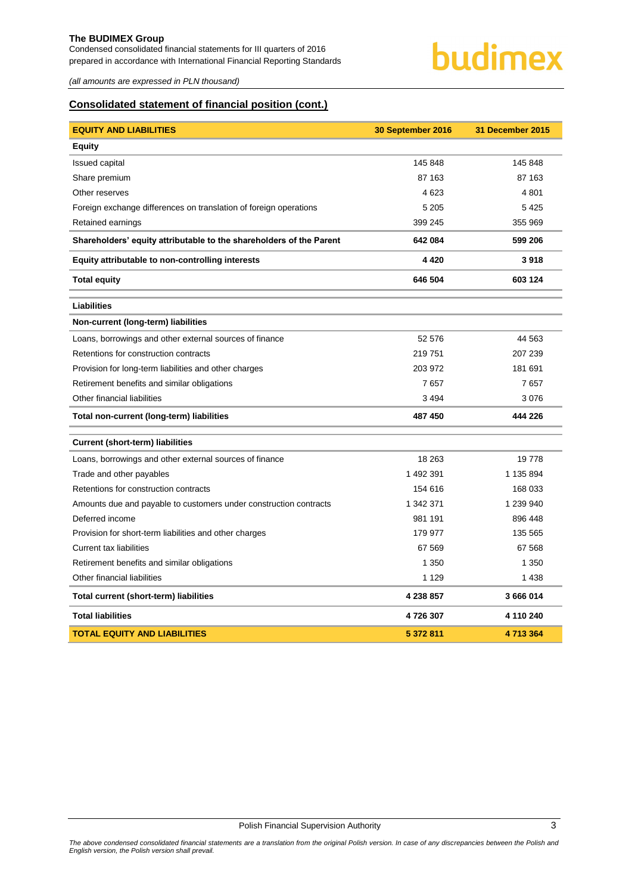*(all amounts are expressed in PLN thousand)*

## Consolidated statement of financial position (cont.)

| EQUITY AND LIABILITIES | 30 September 2016 | 31 December 2015 |
|---|---|---|
| **Equity** | | |
| Issued capital | 145 848 | 145 848 |
| Share premium | 87 163 | 87 163 |
| Other reserves | 4 623 | 4 801 |
| Foreign exchange differences on translation of foreign operations | 5 205 | 5 425 |
| Retained earnings | 399 245 | 355 969 |
| **Shareholders' equity attributable to the shareholders of the Parent** | **642 084** | **599 206** |
| **Equity attributable to non-controlling interests** | **4 420** | **3 918** |
| **Total equity** | **646 504** | **603 124** |
| **Liabilities** | | |
| **Non-current (long-term) liabilities** | | |
| Loans, borrowings and other external sources of finance | 52 576 | 44 563 |
| Retentions for construction contracts | 219 751 | 207 239 |
| Provision for long-term liabilities and other charges | 203 972 | 181 691 |
| Retirement benefits and similar obligations | 7 657 | 7 657 |
| Other financial liabilities | 3 494 | 3 076 |
| **Total non-current (long-term) liabilities** | **487 450** | **444 226** |
| **Current (short-term) liabilities** | | |
| Loans, borrowings and other external sources of finance | 18 263 | 19 778 |
| Trade and other payables | 1 492 391 | 1 135 894 |
| Retentions for construction contracts | 154 616 | 168 033 |
| Amounts due and payable to customers under construction contracts | 1 342 371 | 1 239 940 |
| Deferred income | 981 191 | 896 448 |
| Provision for short-term liabilities and other charges | 179 977 | 135 565 |
| Current tax liabilities | 67 569 | 67 568 |
| Retirement benefits and similar obligations | 1 350 | 1 350 |
| Other financial liabilities | 1 129 | 1 438 |
| **Total current (short-term) liabilities** | **4 238 857** | **3 666 014** |
| **Total liabilities** | **4 726 307** | **4 110 240** |
| **TOTAL EQUITY AND LIABILITIES** | **5 372 811** | **4 713 364** |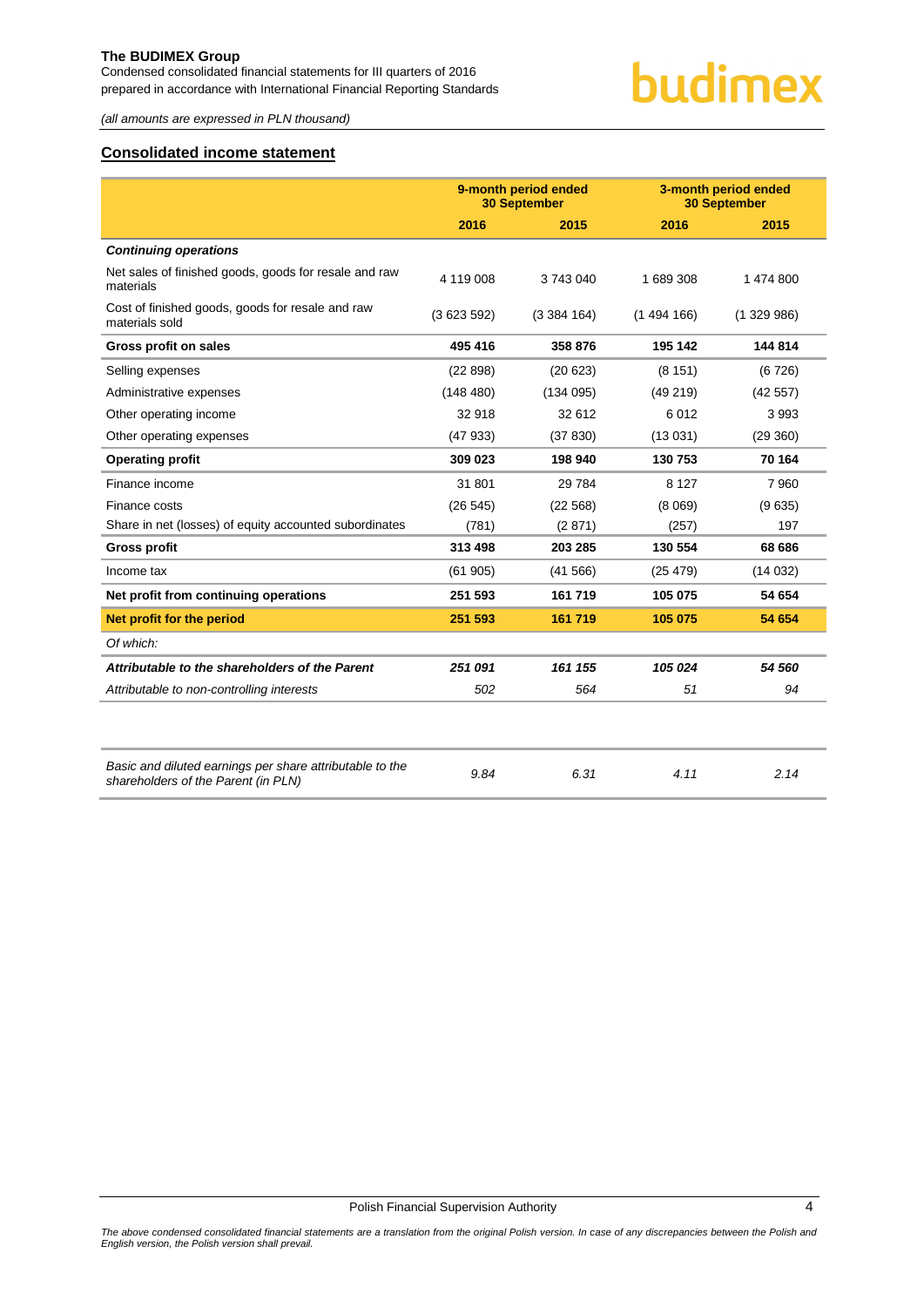## Consolidated income statement

| | 9-month period ended 30 September | | 3-month period ended 30 September | |
|---|---|---|---|---|
| | **2016** | **2015** | **2016** | **2015** |
| ***Continuing operations*** | | | | |
| Net sales of finished goods, goods for resale and raw materials | 4 119 008 | 3 743 040 | 1 689 308 | 1 474 800 |
| Cost of finished goods, goods for resale and raw materials sold | (3 623 592) | (3 384 164) | (1 494 166) | (1 329 986) |
| **Gross profit on sales** | **495 416** | **358 876** | **195 142** | **144 814** |
| Selling expenses | (22 898) | (20 623) | (8 151) | (6 726) |
| Administrative expenses | (148 480) | (134 095) | (49 219) | (42 557) |
| Other operating income | 32 918 | 32 612 | 6 012 | 3 993 |
| Other operating expenses | (47 933) | (37 830) | (13 031) | (29 360) |
| **Operating profit** | **309 023** | **198 940** | **130 753** | **70 164** |
| Finance income | 31 801 | 29 784 | 8 127 | 7 960 |
| Finance costs | (26 545) | (22 568) | (8 069) | (9 635) |
| Share in net (losses) of equity accounted subordinates | (781) | (2 871) | (257) | 197 |
| **Gross profit** | **313 498** | **203 285** | **130 554** | **68 686** |
| Income tax | (61 905) | (41 566) | (25 479) | (14 032) |
| **Net profit from continuing operations** | **251 593** | **161 719** | **105 075** | **54 654** |
| **Net profit for the period** | **251 593** | **161 719** | **105 075** | **54 654** |
| *Of which:* | | | | |
| ***Attributable to the shareholders of the Parent*** | ***251 091*** | ***161 155*** | ***105 024*** | ***54 560*** |
| *Attributable to non-controlling interests* | *502* | *564* | *51* | *94* |
| | | | | |
| *Basic and diluted earnings per share attributable to the shareholders of the Parent (in PLN)* | *9.84* | *6.31* | *4.11* | *2.14* |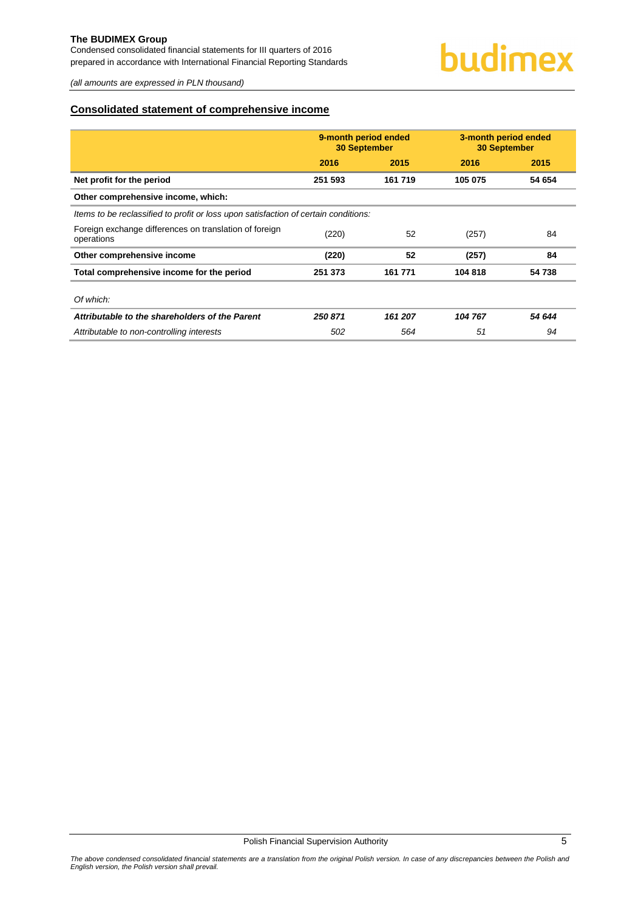## Consolidated statement of comprehensive income

| | 9-month period ended 30 September | | 3-month period ended 30 September | |
|---|---|---|---|---|
| | **2016** | **2015** | **2016** | **2015** |
| **Net profit for the period** | **251 593** | **161 719** | **105 075** | **54 654** |
| **Other comprehensive income, which:** | | | | |
| *Items to be reclassified to profit or loss upon satisfaction of certain conditions:* | | | | |
| Foreign exchange differences on translation of foreign operations | (220) | 52 | (257) | 84 |
| **Other comprehensive income** | **(220)** | **52** | **(257)** | **84** |
| **Total comprehensive income for the period** | **251 373** | **161 771** | **104 818** | **54 738** |
| *Of which:* | | | | |
| ***Attributable to the shareholders of the Parent*** | ***250 871*** | ***161 207*** | ***104 767*** | ***54 644*** |
| *Attributable to non-controlling interests* | *502* | *564* | *51* | *94* |

*The above condensed consolidated financial statements are a translation from the original Polish version. In case of any discrepancies between the Polish and English version, the Polish version shall prevail.*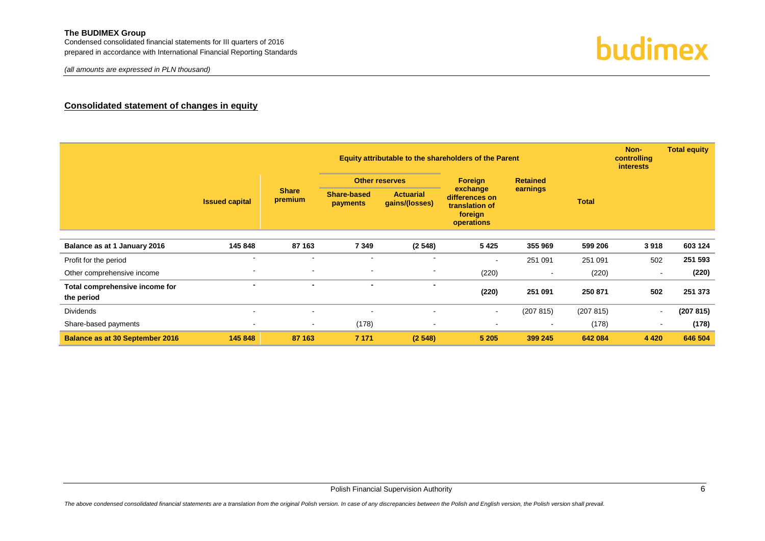## Consolidated statement of changes in equity

| | Equity attributable to the shareholders of the Parent | | | | | | | Non-controlling interests | Total equity |
|---|---|---|---|---|---|---|---|---|---|
| | | | Other reserves | | | | | | |
| | Issued capital | Share premium | Share-based payments | Actuarial gains/(losses) | Foreign exchange differences on translation of foreign operations | Retained earnings | Total | | |
| **Balance as at 1 January 2016** | **145 848** | **87 163** | **7 349** | **(2 548)** | **5 425** | **355 969** | **599 206** | **3 918** | **603 124** |
| Profit for the period | - | - | - | - | - | 251 091 | 251 091 | 502 | **251 593** |
| Other comprehensive income | - | - | - | - | (220) | - | (220) | - | **(220)** |
| **Total comprehensive income for the period** | **-** | **-** | **-** | **-** | **(220)** | **251 091** | **250 871** | **502** | **251 373** |
| Dividends | - | - | - | - | - | (207 815) | (207 815) | - | **(207 815)** |
| Share-based payments | - | - | (178) | - | - | - | (178) | - | **(178)** |
| **Balance as at 30 September 2016** | **145 848** | **87 163** | **7 171** | **(2 548)** | **5 205** | **399 245** | **642 084** | **4 420** | **646 504** |

*The above condensed consolidated financial statements are a translation from the original Polish version. In case of any discrepancies between the Polish and English version, the Polish version shall prevail.*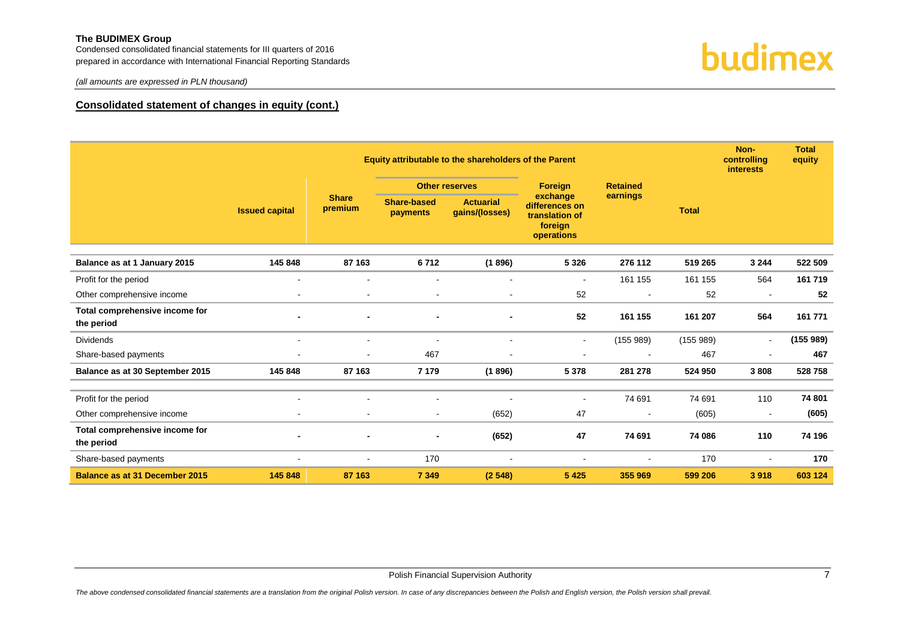**The BUDIMEX Group**
Condensed consolidated financial statements for III quarters of 2016
prepared in accordance with International Financial Reporting Standards

*(all amounts are expressed in PLN thousand)*

## Consolidated statement of changes in equity (cont.)

| | Equity attributable to the shareholders of the Parent | | | | | | | Non-controlling interests | Total equity |
|---|---|---|---|---|---|---|---|---|---|
| | | | Other reserves | | | | | | |
| | Issued capital | Share premium | Share-based payments | Actuarial gains/(losses) | Foreign exchange differences on translation of foreign operations | Retained earnings | Total | | |
| **Balance as at 1 January 2015** | **145 848** | **87 163** | **6 712** | **(1 896)** | **5 326** | **276 112** | **519 265** | **3 244** | **522 509** |
| Profit for the period | - | - | - | - | - | 161 155 | 161 155 | 564 | **161 719** |
| Other comprehensive income | - | - | - | - | 52 | - | 52 | - | **52** |
| **Total comprehensive income for the period** | **-** | **-** | **-** | **-** | **52** | **161 155** | **161 207** | **564** | **161 771** |
| Dividends | - | - | - | - | - | (155 989) | (155 989) | - | **(155 989)** |
| Share-based payments | - | - | 467 | - | - | - | 467 | - | **467** |
| **Balance as at 30 September 2015** | **145 848** | **87 163** | **7 179** | **(1 896)** | **5 378** | **281 278** | **524 950** | **3 808** | **528 758** |
| Profit for the period | - | - | - | - | - | 74 691 | 74 691 | 110 | **74 801** |
| Other comprehensive income | - | - | - | (652) | 47 | - | (605) | - | **(605)** |
| **Total comprehensive income for the period** | **-** | **-** | **-** | **(652)** | **47** | **74 691** | **74 086** | **110** | **74 196** |
| Share-based payments | - | - | 170 | - | - | - | 170 | - | **170** |
| **Balance as at 31 December 2015** | **145 848** | **87 163** | **7 349** | **(2 548)** | **5 425** | **355 969** | **599 206** | **3 918** | **603 124** |

Polish Financial Supervision Authority

*The above condensed consolidated financial statements are a translation from the original Polish version. In case of any discrepancies between the Polish and English version, the Polish version shall prevail.*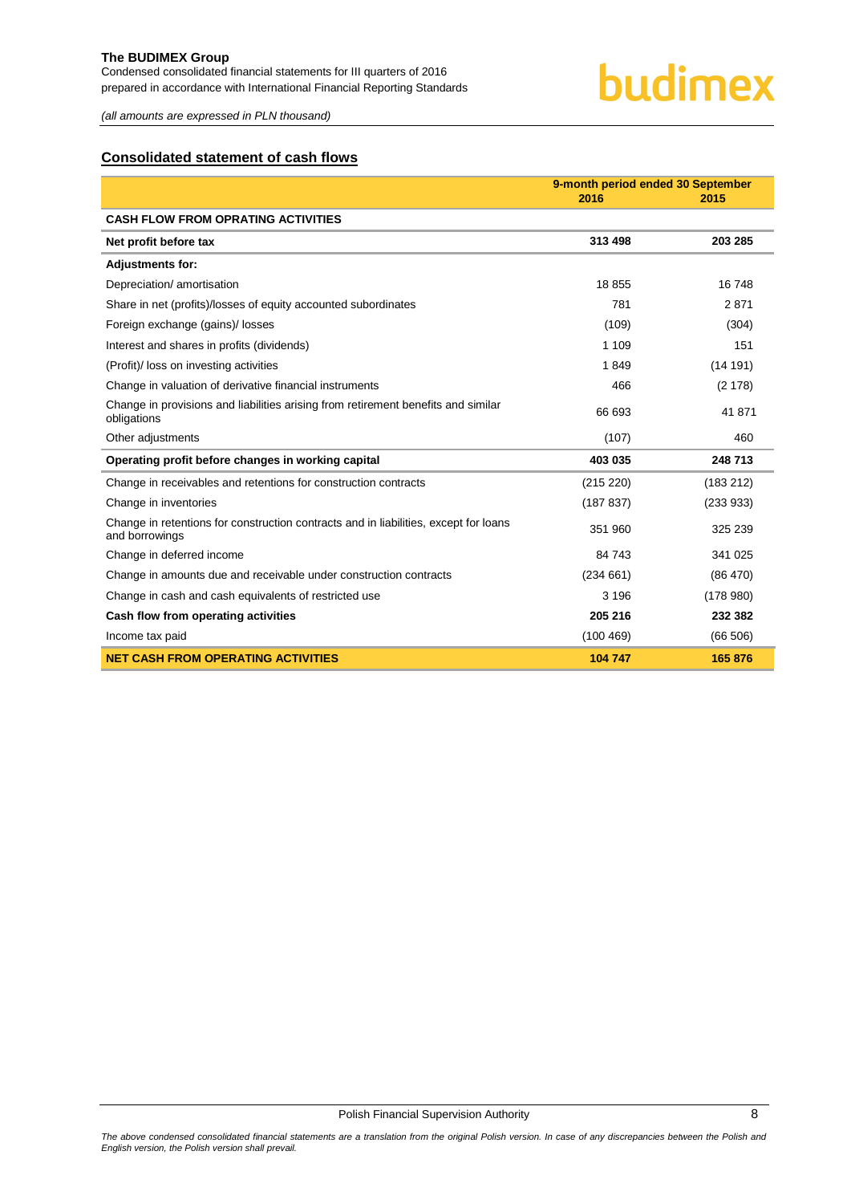## Consolidated statement of cash flows

| | 9-month period ended 30 September | |
|---|---|---|
| | 2016 | 2015 |
| **CASH FLOW FROM OPRATING ACTIVITIES** | | |
| **Net profit before tax** | **313 498** | **203 285** |
| **Adjustments for:** | | |
| Depreciation/ amortisation | 18 855 | 16 748 |
| Share in net (profits)/losses of equity accounted subordinates | 781 | 2 871 |
| Foreign exchange (gains)/ losses | (109) | (304) |
| Interest and shares in profits (dividends) | 1 109 | 151 |
| (Profit)/ loss on investing activities | 1 849 | (14 191) |
| Change in valuation of derivative financial instruments | 466 | (2 178) |
| Change in provisions and liabilities arising from retirement benefits and similar obligations | 66 693 | 41 871 |
| Other adjustments | (107) | 460 |
| **Operating profit before changes in working capital** | **403 035** | **248 713** |
| Change in receivables and retentions for construction contracts | (215 220) | (183 212) |
| Change in inventories | (187 837) | (233 933) |
| Change in retentions for construction contracts and in liabilities, except for loans and borrowings | 351 960 | 325 239 |
| Change in deferred income | 84 743 | 341 025 |
| Change in amounts due and receivable under construction contracts | (234 661) | (86 470) |
| Change in cash and cash equivalents of restricted use | 3 196 | (178 980) |
| **Cash flow from operating activities** | **205 216** | **232 382** |
| Income tax paid | (100 469) | (66 506) |
| **NET CASH FROM OPERATING ACTIVITIES** | **104 747** | **165 876** |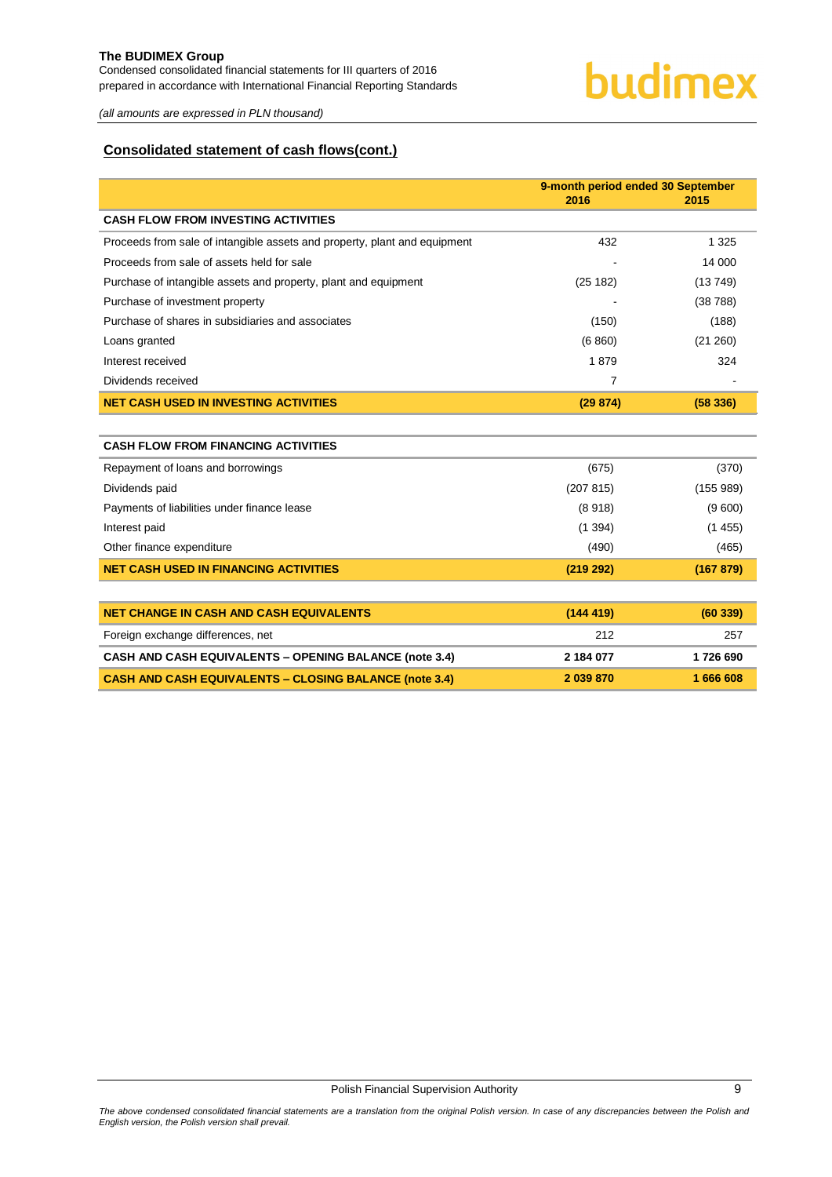*(all amounts are expressed in PLN thousand)*

## Consolidated statement of cash flows(cont.)

| | 9-month period ended 30 September | |
|---|---|---|
| | 2016 | 2015 |
| **CASH FLOW FROM INVESTING ACTIVITIES** | | |
| Proceeds from sale of intangible assets and property, plant and equipment | 432 | 1 325 |
| Proceeds from sale of assets held for sale | - | 14 000 |
| Purchase of intangible assets and property, plant and equipment | (25 182) | (13 749) |
| Purchase of investment property | - | (38 788) |
| Purchase of shares in subsidiaries and associates | (150) | (188) |
| Loans granted | (6 860) | (21 260) |
| Interest received | 1 879 | 324 |
| Dividends received | 7 | - |
| **NET CASH USED IN INVESTING ACTIVITIES** | **(29 874)** | **(58 336)** |
| **CASH FLOW FROM FINANCING ACTIVITIES** | | |
| Repayment of loans and borrowings | (675) | (370) |
| Dividends paid | (207 815) | (155 989) |
| Payments of liabilities under finance lease | (8 918) | (9 600) |
| Interest paid | (1 394) | (1 455) |
| Other finance expenditure | (490) | (465) |
| **NET CASH USED IN FINANCING ACTIVITIES** | **(219 292)** | **(167 879)** |
| **NET CHANGE IN CASH AND CASH EQUIVALENTS** | **(144 419)** | **(60 339)** |
| Foreign exchange differences, net | 212 | 257 |
| **CASH AND CASH EQUIVALENTS – OPENING BALANCE (note 3.4)** | **2 184 077** | **1 726 690** |
| **CASH AND CASH EQUIVALENTS – CLOSING BALANCE (note 3.4)** | **2 039 870** | **1 666 608** |

*The above condensed consolidated financial statements are a translation from the original Polish version. In case of any discrepancies between the Polish and English version, the Polish version shall prevail.*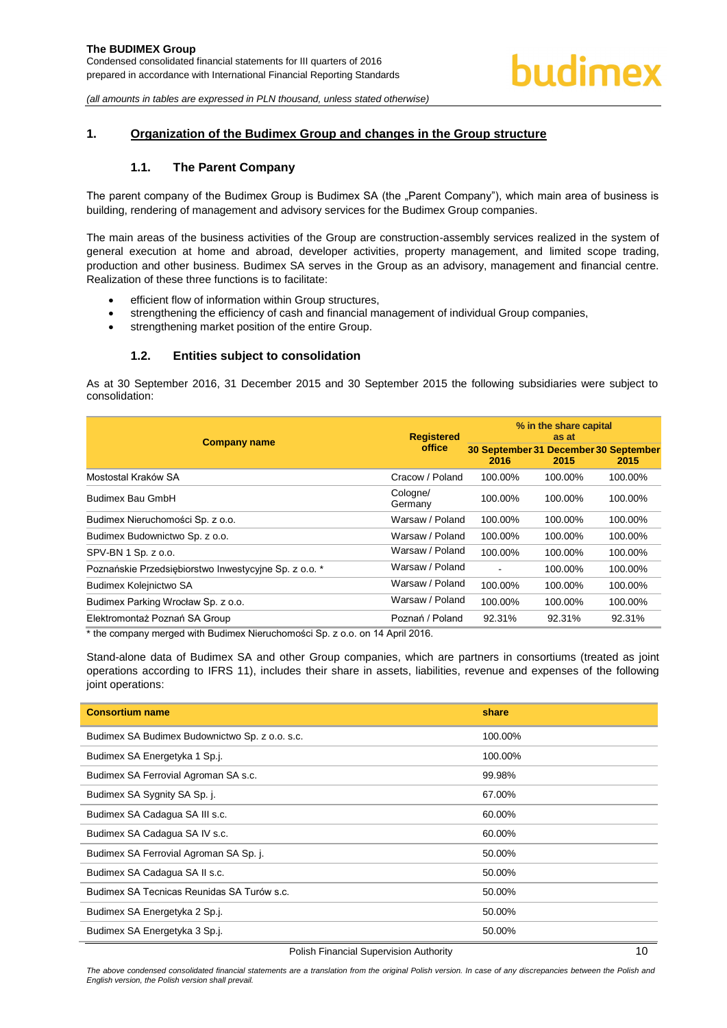## 1. Organization of the Budimex Group and changes in the Group structure

### 1.1. The Parent Company

The parent company of the Budimex Group is Budimex SA (the „Parent Company"), which main area of business is building, rendering of management and advisory services for the Budimex Group companies.

The main areas of the business activities of the Group are construction-assembly services realized in the system of general execution at home and abroad, developer activities, property management, and limited scope trading, production and other business. Budimex SA serves in the Group as an advisory, management and financial centre. Realization of these three functions is to facilitate:

- efficient flow of information within Group structures,
- strengthening the efficiency of cash and financial management of individual Group companies,
- strengthening market position of the entire Group.

### 1.2. Entities subject to consolidation

As at 30 September 2016, 31 December 2015 and 30 September 2015 the following subsidiaries were subject to consolidation:

| Company name | Registered office | % in the share capital as at | | |
|---|---|---|---|---|
| | | 30 September 2016 | 31 December 2015 | 30 September 2015 |
| Mostostal Kraków SA | Cracow / Poland | 100.00% | 100.00% | 100.00% |
| Budimex Bau GmbH | Cologne/ Germany | 100.00% | 100.00% | 100.00% |
| Budimex Nieruchomości Sp. z o.o. | Warsaw / Poland | 100.00% | 100.00% | 100.00% |
| Budimex Budownictwo Sp. z o.o. | Warsaw / Poland | 100.00% | 100.00% | 100.00% |
| SPV-BN 1 Sp. z o.o. | Warsaw / Poland | 100.00% | 100.00% | 100.00% |
| Poznańskie Przedsiębiorstwo Inwestycyjne Sp. z o.o. * | Warsaw / Poland | - | 100.00% | 100.00% |
| Budimex Kolejnictwo SA | Warsaw / Poland | 100.00% | 100.00% | 100.00% |
| Budimex Parking Wrocław Sp. z o.o. | Warsaw / Poland | 100.00% | 100.00% | 100.00% |
| Elektromontaż Poznań SA Group | Poznań / Poland | 92.31% | 92.31% | 92.31% |

\* the company merged with Budimex Nieruchomości Sp. z o.o. on 14 April 2016.

Stand-alone data of Budimex SA and other Group companies, which are partners in consortiums (treated as joint operations according to IFRS 11), includes their share in assets, liabilities, revenue and expenses of the following joint operations:

| Consortium name | share |
|---|---|
| Budimex SA Budimex Budownictwo Sp. z o.o. s.c. | 100.00% |
| Budimex SA Energetyka 1 Sp.j. | 100.00% |
| Budimex SA Ferrovial Agroman SA s.c. | 99.98% |
| Budimex SA Sygnity SA Sp. j. | 67.00% |
| Budimex SA Cadagua SA III s.c. | 60.00% |
| Budimex SA Cadagua SA IV s.c. | 60.00% |
| Budimex SA Ferrovial Agroman SA Sp. j. | 50.00% |
| Budimex SA Cadagua SA II s.c. | 50.00% |
| Budimex SA Tecnicas Reunidas SA Turów s.c. | 50.00% |
| Budimex SA Energetyka 2 Sp.j. | 50.00% |
| Budimex SA Energetyka 3 Sp.j. | 50.00% |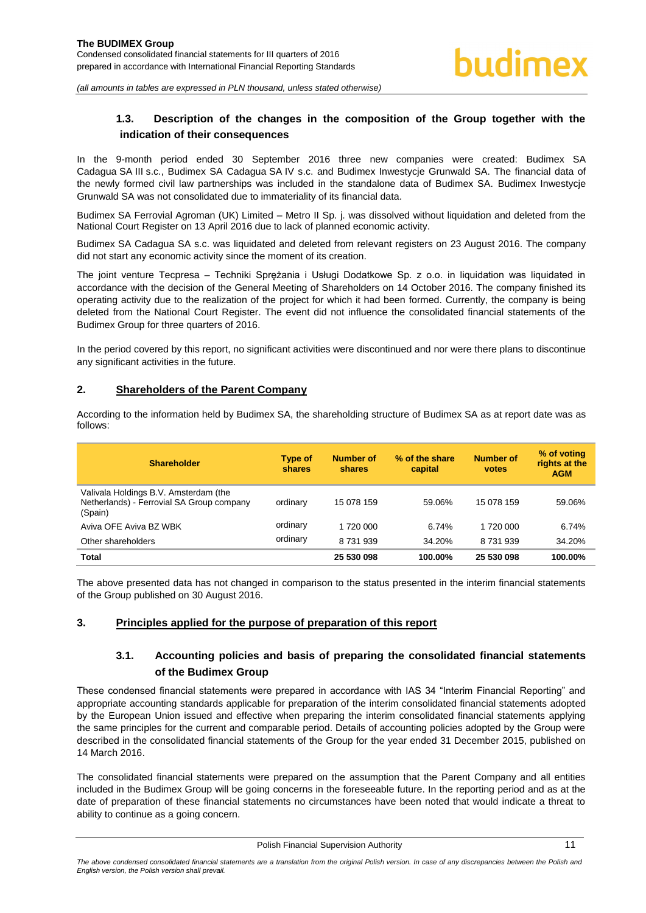### 1.3. Description of the changes in the composition of the Group together with the indication of their consequences

In the 9-month period ended 30 September 2016 three new companies were created: Budimex SA Cadagua SA III s.c., Budimex SA Cadagua SA IV s.c. and Budimex Inwestycje Grunwald SA. The financial data of the newly formed civil law partnerships was included in the standalone data of Budimex SA. Budimex Inwestycje Grunwald SA was not consolidated due to immateriality of its financial data.

Budimex SA Ferrovial Agroman (UK) Limited – Metro II Sp. j. was dissolved without liquidation and deleted from the National Court Register on 13 April 2016 due to lack of planned economic activity.

Budimex SA Cadagua SA s.c. was liquidated and deleted from relevant registers on 23 August 2016. The company did not start any economic activity since the moment of its creation.

The joint venture Tecpresa – Techniki Sprężania i Usługi Dodatkowe Sp. z o.o. in liquidation was liquidated in accordance with the decision of the General Meeting of Shareholders on 14 October 2016. The company finished its operating activity due to the realization of the project for which it had been formed. Currently, the company is being deleted from the National Court Register. The event did not influence the consolidated financial statements of the Budimex Group for three quarters of 2016.

In the period covered by this report, no significant activities were discontinued and nor were there plans to discontinue any significant activities in the future.

## 2. Shareholders of the Parent Company

According to the information held by Budimex SA, the shareholding structure of Budimex SA as at report date was as follows:

| Shareholder | Type of shares | Number of shares | % of the share capital | Number of votes | % of voting rights at the AGM |
|---|---|---|---|---|---|
| Valivala Holdings B.V. Amsterdam (the Netherlands) - Ferrovial SA Group company (Spain) | ordinary | 15 078 159 | 59.06% | 15 078 159 | 59.06% |
| Aviva OFE Aviva BZ WBK | ordinary | 1 720 000 | 6.74% | 1 720 000 | 6.74% |
| Other shareholders | ordinary | 8 731 939 | 34.20% | 8 731 939 | 34.20% |
| **Total** | | **25 530 098** | **100.00%** | **25 530 098** | **100.00%** |

The above presented data has not changed in comparison to the status presented in the interim financial statements of the Group published on 30 August 2016.

## 3. Principles applied for the purpose of preparation of this report

### 3.1. Accounting policies and basis of preparing the consolidated financial statements of the Budimex Group

These condensed financial statements were prepared in accordance with IAS 34 "Interim Financial Reporting" and appropriate accounting standards applicable for preparation of the interim consolidated financial statements adopted by the European Union issued and effective when preparing the interim consolidated financial statements applying the same principles for the current and comparable period. Details of accounting policies adopted by the Group were described in the consolidated financial statements of the Group for the year ended 31 December 2015, published on 14 March 2016.

The consolidated financial statements were prepared on the assumption that the Parent Company and all entities included in the Budimex Group will be going concerns in the foreseeable future. In the reporting period and as at the date of preparation of these financial statements no circumstances have been noted that would indicate a threat to ability to continue as a going concern.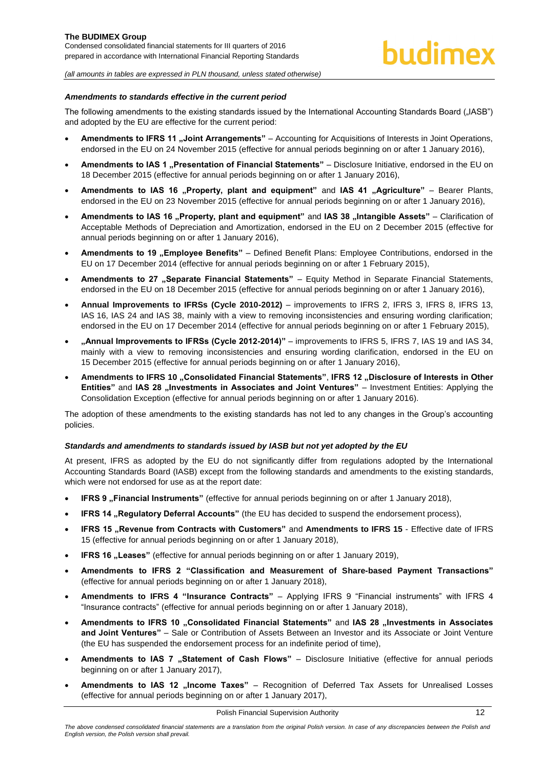### *Amendments to standards effective in the current period*

The following amendments to the existing standards issued by the International Accounting Standards Board („IASB") and adopted by the EU are effective for the current period:

- **Amendments to IFRS 11 „Joint Arrangements"** – Accounting for Acquisitions of Interests in Joint Operations, endorsed in the EU on 24 November 2015 (effective for annual periods beginning on or after 1 January 2016),
- **Amendments to IAS 1 „Presentation of Financial Statements"** – Disclosure Initiative, endorsed in the EU on 18 December 2015 (effective for annual periods beginning on or after 1 January 2016),
- **Amendments to IAS 16 „Property, plant and equipment"** and **IAS 41 „Agriculture"** – Bearer Plants, endorsed in the EU on 23 November 2015 (effective for annual periods beginning on or after 1 January 2016),
- **Amendments to IAS 16 „Property, plant and equipment"** and **IAS 38 „Intangible Assets"** – Clarification of Acceptable Methods of Depreciation and Amortization, endorsed in the EU on 2 December 2015 (effective for annual periods beginning on or after 1 January 2016),
- **Amendments to 19 „Employee Benefits"** – Defined Benefit Plans: Employee Contributions, endorsed in the EU on 17 December 2014 (effective for annual periods beginning on or after 1 February 2015),
- **Amendments to 27 „Separate Financial Statements"** – Equity Method in Separate Financial Statements, endorsed in the EU on 18 December 2015 (effective for annual periods beginning on or after 1 January 2016),
- **Annual Improvements to IFRSs (Cycle 2010-2012)** – improvements to IFRS 2, IFRS 3, IFRS 8, IFRS 13, IAS 16, IAS 24 and IAS 38, mainly with a view to removing inconsistencies and ensuring wording clarification; endorsed in the EU on 17 December 2014 (effective for annual periods beginning on or after 1 February 2015),
- **„Annual Improvements to IFRSs (Cycle 2012-2014)"** – improvements to IFRS 5, IFRS 7, IAS 19 and IAS 34, mainly with a view to removing inconsistencies and ensuring wording clarification, endorsed in the EU on 15 December 2015 (effective for annual periods beginning on or after 1 January 2016),
- **Amendments to IFRS 10 „Consolidated Financial Statements"**, **IFRS 12 „Disclosure of Interests in Other Entities"** and **IAS 28 „Investments in Associates and Joint Ventures"** – Investment Entities: Applying the Consolidation Exception (effective for annual periods beginning on or after 1 January 2016).

The adoption of these amendments to the existing standards has not led to any changes in the Group's accounting policies.

### *Standards and amendments to standards issued by IASB but not yet adopted by the EU*

At present, IFRS as adopted by the EU do not significantly differ from regulations adopted by the International Accounting Standards Board (IASB) except from the following standards and amendments to the existing standards, which were not endorsed for use as at the report date:

- **IFRS 9 „Financial Instruments"** (effective for annual periods beginning on or after 1 January 2018),
- **IFRS 14 „Regulatory Deferral Accounts"** (the EU has decided to suspend the endorsement process),
- **IFRS 15 „Revenue from Contracts with Customers"** and **Amendments to IFRS 15** - Effective date of IFRS 15 (effective for annual periods beginning on or after 1 January 2018),
- **IFRS 16 „Leases"** (effective for annual periods beginning on or after 1 January 2019),
- **Amendments to IFRS 2 "Classification and Measurement of Share-based Payment Transactions"** (effective for annual periods beginning on or after 1 January 2018),
- **Amendments to IFRS 4 "Insurance Contracts"** – Applying IFRS 9 "Financial instruments" with IFRS 4 "Insurance contracts" (effective for annual periods beginning on or after 1 January 2018),
- **Amendments to IFRS 10 „Consolidated Financial Statements"** and **IAS 28 „Investments in Associates and Joint Ventures"** – Sale or Contribution of Assets Between an Investor and its Associate or Joint Venture (the EU has suspended the endorsement process for an indefinite period of time),
- **Amendments to IAS 7 „Statement of Cash Flows"** – Disclosure Initiative (effective for annual periods beginning on or after 1 January 2017),
- **Amendments to IAS 12 „Income Taxes"** – Recognition of Deferred Tax Assets for Unrealised Losses (effective for annual periods beginning on or after 1 January 2017),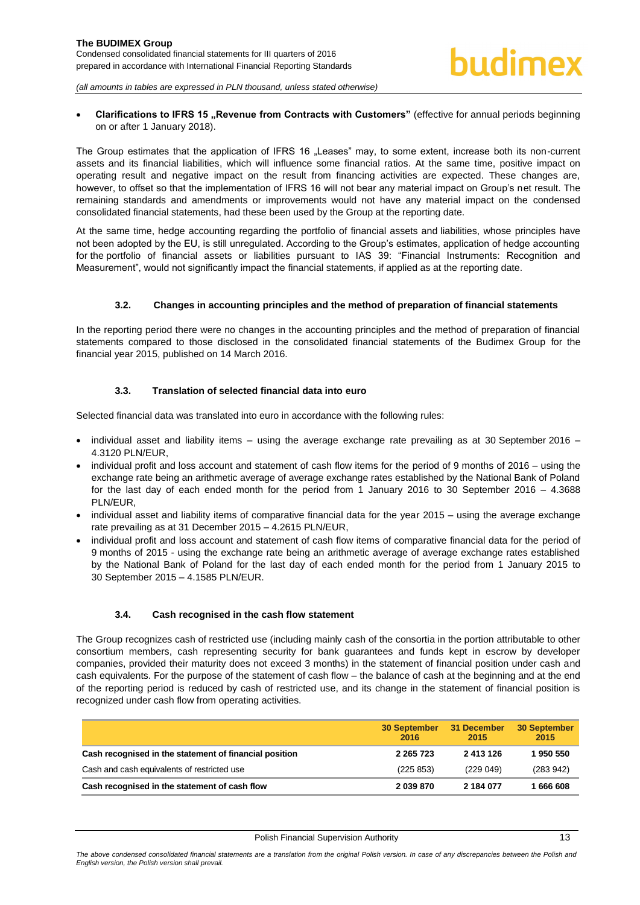- **Clarifications to IFRS 15 „Revenue from Contracts with Customers"** (effective for annual periods beginning on or after 1 January 2018).

The Group estimates that the application of IFRS 16 „Leases" may, to some extent, increase both its non-current assets and its financial liabilities, which will influence some financial ratios. At the same time, positive impact on operating result and negative impact on the result from financing activities are expected. These changes are, however, to offset so that the implementation of IFRS 16 will not bear any material impact on Group's net result. The remaining standards and amendments or improvements would not have any material impact on the condensed consolidated financial statements, had these been used by the Group at the reporting date.

At the same time, hedge accounting regarding the portfolio of financial assets and liabilities, whose principles have not been adopted by the EU, is still unregulated. According to the Group's estimates, application of hedge accounting for the portfolio of financial assets or liabilities pursuant to IAS 39: "Financial Instruments: Recognition and Measurement", would not significantly impact the financial statements, if applied as at the reporting date.

### 3.2. Changes in accounting principles and the method of preparation of financial statements

In the reporting period there were no changes in the accounting principles and the method of preparation of financial statements compared to those disclosed in the consolidated financial statements of the Budimex Group for the financial year 2015, published on 14 March 2016.

### 3.3. Translation of selected financial data into euro

Selected financial data was translated into euro in accordance with the following rules:

- individual asset and liability items – using the average exchange rate prevailing as at 30 September 2016 – 4.3120 PLN/EUR,
- individual profit and loss account and statement of cash flow items for the period of 9 months of 2016 – using the exchange rate being an arithmetic average of average exchange rates established by the National Bank of Poland for the last day of each ended month for the period from 1 January 2016 to 30 September 2016 – 4.3688 PLN/EUR,
- individual asset and liability items of comparative financial data for the year 2015 – using the average exchange rate prevailing as at 31 December 2015 – 4.2615 PLN/EUR,
- individual profit and loss account and statement of cash flow items of comparative financial data for the period of 9 months of 2015 - using the exchange rate being an arithmetic average of average exchange rates established by the National Bank of Poland for the last day of each ended month for the period from 1 January 2015 to 30 September 2015 – 4.1585 PLN/EUR.

### 3.4. Cash recognised in the cash flow statement

The Group recognizes cash of restricted use (including mainly cash of the consortia in the portion attributable to other consortium members, cash representing security for bank guarantees and funds kept in escrow by developer companies, provided their maturity does not exceed 3 months) in the statement of financial position under cash and cash equivalents. For the purpose of the statement of cash flow – the balance of cash at the beginning and at the end of the reporting period is reduced by cash of restricted use, and its change in the statement of financial position is recognized under cash flow from operating activities.

| | 30 September 2016 | 31 December 2015 | 30 September 2015 |
|---|---|---|---|
| **Cash recognised in the statement of financial position** | **2 265 723** | **2 413 126** | **1 950 550** |
| Cash and cash equivalents of restricted use | (225 853) | (229 049) | (283 942) |
| **Cash recognised in the statement of cash flow** | **2 039 870** | **2 184 077** | **1 666 608** |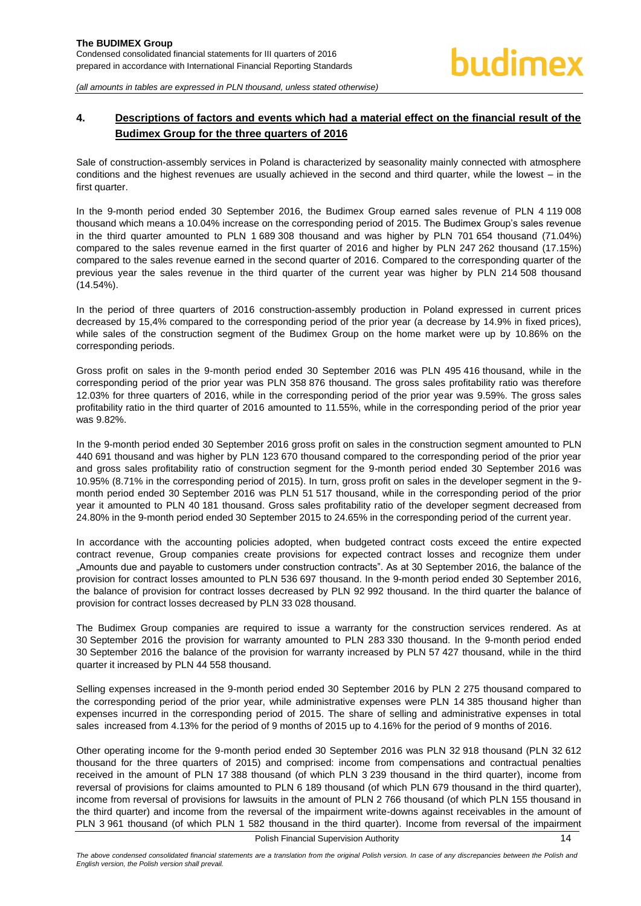## 4. Descriptions of factors and events which had a material effect on the financial result of the Budimex Group for the three quarters of 2016

Sale of construction-assembly services in Poland is characterized by seasonality mainly connected with atmosphere conditions and the highest revenues are usually achieved in the second and third quarter, while the lowest – in the first quarter.

In the 9-month period ended 30 September 2016, the Budimex Group earned sales revenue of PLN 4 119 008 thousand which means a 10.04% increase on the corresponding period of 2015. The Budimex Group's sales revenue in the third quarter amounted to PLN 1 689 308 thousand and was higher by PLN 701 654 thousand (71.04%) compared to the sales revenue earned in the first quarter of 2016 and higher by PLN 247 262 thousand (17.15%) compared to the sales revenue earned in the second quarter of 2016. Compared to the corresponding quarter of the previous year the sales revenue in the third quarter of the current year was higher by PLN 214 508 thousand (14.54%).

In the period of three quarters of 2016 construction-assembly production in Poland expressed in current prices decreased by 15,4% compared to the corresponding period of the prior year (a decrease by 14.9% in fixed prices), while sales of the construction segment of the Budimex Group on the home market were up by 10.86% on the corresponding periods.

Gross profit on sales in the 9-month period ended 30 September 2016 was PLN 495 416 thousand, while in the corresponding period of the prior year was PLN 358 876 thousand. The gross sales profitability ratio was therefore 12.03% for three quarters of 2016, while in the corresponding period of the prior year was 9.59%. The gross sales profitability ratio in the third quarter of 2016 amounted to 11.55%, while in the corresponding period of the prior year was 9.82%.

In the 9-month period ended 30 September 2016 gross profit on sales in the construction segment amounted to PLN 440 691 thousand and was higher by PLN 123 670 thousand compared to the corresponding period of the prior year and gross sales profitability ratio of construction segment for the 9-month period ended 30 September 2016 was 10.95% (8.71% in the corresponding period of 2015). In turn, gross profit on sales in the developer segment in the 9-month period ended 30 September 2016 was PLN 51 517 thousand, while in the corresponding period of the prior year it amounted to PLN 40 181 thousand. Gross sales profitability ratio of the developer segment decreased from 24.80% in the 9-month period ended 30 September 2015 to 24.65% in the corresponding period of the current year.

In accordance with the accounting policies adopted, when budgeted contract costs exceed the entire expected contract revenue, Group companies create provisions for expected contract losses and recognize them under „Amounts due and payable to customers under construction contracts". As at 30 September 2016, the balance of the provision for contract losses amounted to PLN 536 697 thousand. In the 9-month period ended 30 September 2016, the balance of provision for contract losses decreased by PLN 92 992 thousand. In the third quarter the balance of provision for contract losses decreased by PLN 33 028 thousand.

The Budimex Group companies are required to issue a warranty for the construction services rendered. As at 30 September 2016 the provision for warranty amounted to PLN 283 330 thousand. In the 9-month period ended 30 September 2016 the balance of the provision for warranty increased by PLN 57 427 thousand, while in the third quarter it increased by PLN 44 558 thousand.

Selling expenses increased in the 9-month period ended 30 September 2016 by PLN 2 275 thousand compared to the corresponding period of the prior year, while administrative expenses were PLN 14 385 thousand higher than expenses incurred in the corresponding period of 2015. The share of selling and administrative expenses in total sales increased from 4.13% for the period of 9 months of 2015 up to 4.16% for the period of 9 months of 2016.

Other operating income for the 9-month period ended 30 September 2016 was PLN 32 918 thousand (PLN 32 612 thousand for the three quarters of 2015) and comprised: income from compensations and contractual penalties received in the amount of PLN 17 388 thousand (of which PLN 3 239 thousand in the third quarter), income from reversal of provisions for claims amounted to PLN 6 189 thousand (of which PLN 679 thousand in the third quarter), income from reversal of provisions for lawsuits in the amount of PLN 2 766 thousand (of which PLN 155 thousand in the third quarter) and income from the reversal of the impairment write-downs against receivables in the amount of PLN 3 961 thousand (of which PLN 1 582 thousand in the third quarter). Income from reversal of the impairment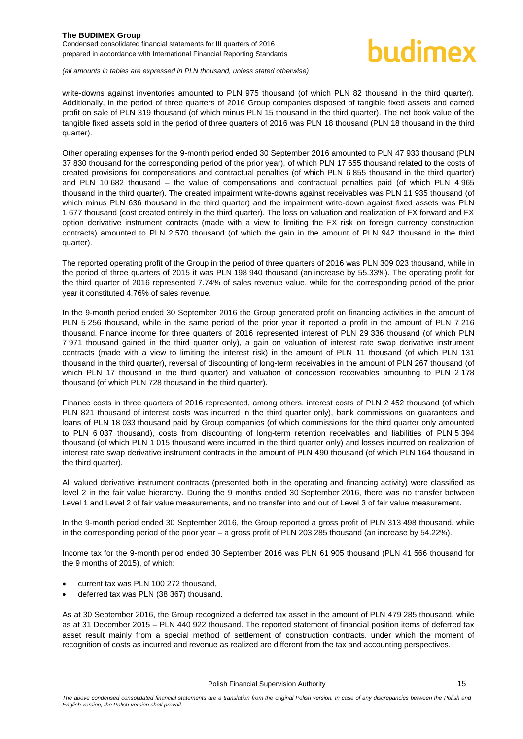write-downs against inventories amounted to PLN 975 thousand (of which PLN 82 thousand in the third quarter). Additionally, in the period of three quarters of 2016 Group companies disposed of tangible fixed assets and earned profit on sale of PLN 319 thousand (of which minus PLN 15 thousand in the third quarter). The net book value of the tangible fixed assets sold in the period of three quarters of 2016 was PLN 18 thousand (PLN 18 thousand in the third quarter).

Other operating expenses for the 9-month period ended 30 September 2016 amounted to PLN 47 933 thousand (PLN 37 830 thousand for the corresponding period of the prior year), of which PLN 17 655 thousand related to the costs of created provisions for compensations and contractual penalties (of which PLN 6 855 thousand in the third quarter) and PLN 10 682 thousand – the value of compensations and contractual penalties paid (of which PLN 4 965 thousand in the third quarter). The created impairment write-downs against receivables was PLN 11 935 thousand (of which minus PLN 636 thousand in the third quarter) and the impairment write-down against fixed assets was PLN 1 677 thousand (cost created entirely in the third quarter). The loss on valuation and realization of FX forward and FX option derivative instrument contracts (made with a view to limiting the FX risk on foreign currency construction contracts) amounted to PLN 2 570 thousand (of which the gain in the amount of PLN 942 thousand in the third quarter).

The reported operating profit of the Group in the period of three quarters of 2016 was PLN 309 023 thousand, while in the period of three quarters of 2015 it was PLN 198 940 thousand (an increase by 55.33%). The operating profit for the third quarter of 2016 represented 7.74% of sales revenue value, while for the corresponding period of the prior year it constituted 4.76% of sales revenue.

In the 9-month period ended 30 September 2016 the Group generated profit on financing activities in the amount of PLN 5 256 thousand, while in the same period of the prior year it reported a profit in the amount of PLN 7 216 thousand. Finance income for three quarters of 2016 represented interest of PLN 29 336 thousand (of which PLN 7 971 thousand gained in the third quarter only), a gain on valuation of interest rate swap derivative instrument contracts (made with a view to limiting the interest risk) in the amount of PLN 11 thousand (of which PLN 131 thousand in the third quarter), reversal of discounting of long-term receivables in the amount of PLN 267 thousand (of which PLN 17 thousand in the third quarter) and valuation of concession receivables amounting to PLN 2 178 thousand (of which PLN 728 thousand in the third quarter).

Finance costs in three quarters of 2016 represented, among others, interest costs of PLN 2 452 thousand (of which PLN 821 thousand of interest costs was incurred in the third quarter only), bank commissions on guarantees and loans of PLN 18 033 thousand paid by Group companies (of which commissions for the third quarter only amounted to PLN 6 037 thousand), costs from discounting of long-term retention receivables and liabilities of PLN 5 394 thousand (of which PLN 1 015 thousand were incurred in the third quarter only) and losses incurred on realization of interest rate swap derivative instrument contracts in the amount of PLN 490 thousand (of which PLN 164 thousand in the third quarter).

All valued derivative instrument contracts (presented both in the operating and financing activity) were classified as level 2 in the fair value hierarchy. During the 9 months ended 30 September 2016, there was no transfer between Level 1 and Level 2 of fair value measurements, and no transfer into and out of Level 3 of fair value measurement.

In the 9-month period ended 30 September 2016, the Group reported a gross profit of PLN 313 498 thousand, while in the corresponding period of the prior year – a gross profit of PLN 203 285 thousand (an increase by 54.22%).

Income tax for the 9-month period ended 30 September 2016 was PLN 61 905 thousand (PLN 41 566 thousand for the 9 months of 2015), of which:

- current tax was PLN 100 272 thousand,
- deferred tax was PLN (38 367) thousand.

As at 30 September 2016, the Group recognized a deferred tax asset in the amount of PLN 479 285 thousand, while as at 31 December 2015 – PLN 440 922 thousand. The reported statement of financial position items of deferred tax asset result mainly from a special method of settlement of construction contracts, under which the moment of recognition of costs as incurred and revenue as realized are different from the tax and accounting perspectives.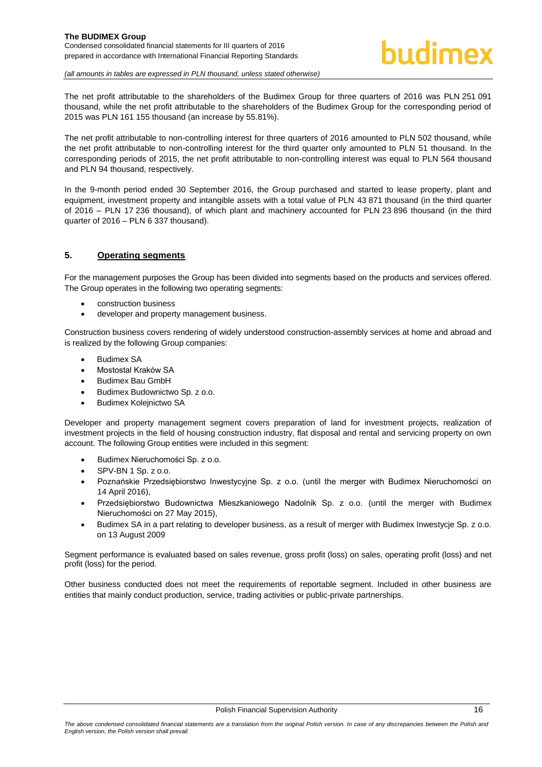The net profit attributable to the shareholders of the Budimex Group for three quarters of 2016 was PLN 251 091 thousand, while the net profit attributable to the shareholders of the Budimex Group for the corresponding period of 2015 was PLN 161 155 thousand (an increase by 55.81%).

The net profit attributable to non-controlling interest for three quarters of 2016 amounted to PLN 502 thousand, while the net profit attributable to non-controlling interest for the third quarter only amounted to PLN 51 thousand. In the corresponding periods of 2015, the net profit attributable to non-controlling interest was equal to PLN 564 thousand and PLN 94 thousand, respectively.

In the 9-month period ended 30 September 2016, the Group purchased and started to lease property, plant and equipment, investment property and intangible assets with a total value of PLN 43 871 thousand (in the third quarter of 2016 – PLN 17 236 thousand), of which plant and machinery accounted for PLN 23 896 thousand (in the third quarter of 2016 – PLN 6 337 thousand).

## 5. Operating segments

For the management purposes the Group has been divided into segments based on the products and services offered. The Group operates in the following two operating segments:

- construction business
- developer and property management business.

Construction business covers rendering of widely understood construction-assembly services at home and abroad and is realized by the following Group companies:

- Budimex SA
- Mostostal Kraków SA
- Budimex Bau GmbH
- Budimex Budownictwo Sp. z o.o.
- Budimex Kolejnictwo SA

Developer and property management segment covers preparation of land for investment projects, realization of investment projects in the field of housing construction industry, flat disposal and rental and servicing property on own account. The following Group entities were included in this segment:

- Budimex Nieruchomości Sp. z o.o.
- SPV-BN 1 Sp. z o.o.
- Poznańskie Przedsiębiorstwo Inwestycyjne Sp. z o.o. (until the merger with Budimex Nieruchomości on 14 April 2016),
- Przedsiębiorstwo Budownictwa Mieszkaniowego Nadolnik Sp. z o.o. (until the merger with Budimex Nieruchomości on 27 May 2015),
- Budimex SA in a part relating to developer business, as a result of merger with Budimex Inwestycje Sp. z o.o. on 13 August 2009

Segment performance is evaluated based on sales revenue, gross profit (loss) on sales, operating profit (loss) and net profit (loss) for the period.

Other business conducted does not meet the requirements of reportable segment. Included in other business are entities that mainly conduct production, service, trading activities or public-private partnerships.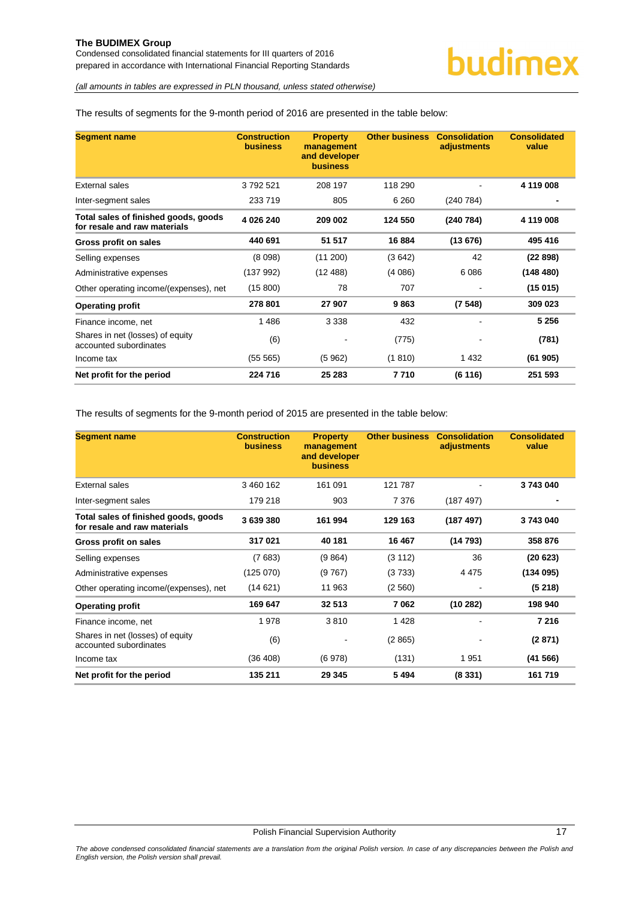The results of segments for the 9-month period of 2016 are presented in the table below:

| Segment name | Construction business | Property management and developer business | Other business | Consolidation adjustments | Consolidated value |
|---|---|---|---|---|---|
| External sales | 3 792 521 | 208 197 | 118 290 | - | **4 119 008** |
| Inter-segment sales | 233 719 | 805 | 6 260 | (240 784) | **-** |
| **Total sales of finished goods, goods for resale and raw materials** | **4 026 240** | **209 002** | **124 550** | **(240 784)** | **4 119 008** |
| **Gross profit on sales** | **440 691** | **51 517** | **16 884** | **(13 676)** | **495 416** |
| Selling expenses | (8 098) | (11 200) | (3 642) | 42 | **(22 898)** |
| Administrative expenses | (137 992) | (12 488) | (4 086) | 6 086 | **(148 480)** |
| Other operating income/(expenses), net | (15 800) | 78 | 707 | - | **(15 015)** |
| **Operating profit** | **278 801** | **27 907** | **9 863** | **(7 548)** | **309 023** |
| Finance income, net | 1 486 | 3 338 | 432 | - | **5 256** |
| Shares in net (losses) of equity accounted subordinates | (6) | - | (775) | - | **(781)** |
| Income tax | (55 565) | (5 962) | (1 810) | 1 432 | **(61 905)** |
| **Net profit for the period** | **224 716** | **25 283** | **7 710** | **(6 116)** | **251 593** |

The results of segments for the 9-month period of 2015 are presented in the table below:

| Segment name | Construction business | Property management and developer business | Other business | Consolidation adjustments | Consolidated value |
|---|---|---|---|---|---|
| External sales | 3 460 162 | 161 091 | 121 787 | - | **3 743 040** |
| Inter-segment sales | 179 218 | 903 | 7 376 | (187 497) | **-** |
| **Total sales of finished goods, goods for resale and raw materials** | **3 639 380** | **161 994** | **129 163** | **(187 497)** | **3 743 040** |
| **Gross profit on sales** | **317 021** | **40 181** | **16 467** | **(14 793)** | **358 876** |
| Selling expenses | (7 683) | (9 864) | (3 112) | 36 | **(20 623)** |
| Administrative expenses | (125 070) | (9 767) | (3 733) | 4 475 | **(134 095)** |
| Other operating income/(expenses), net | (14 621) | 11 963 | (2 560) | - | **(5 218)** |
| **Operating profit** | **169 647** | **32 513** | **7 062** | **(10 282)** | **198 940** |
| Finance income, net | 1 978 | 3 810 | 1 428 | - | **7 216** |
| Shares in net (losses) of equity accounted subordinates | (6) | - | (2 865) | - | **(2 871)** |
| Income tax | (36 408) | (6 978) | (131) | 1 951 | **(41 566)** |
| **Net profit for the period** | **135 211** | **29 345** | **5 494** | **(8 331)** | **161 719** |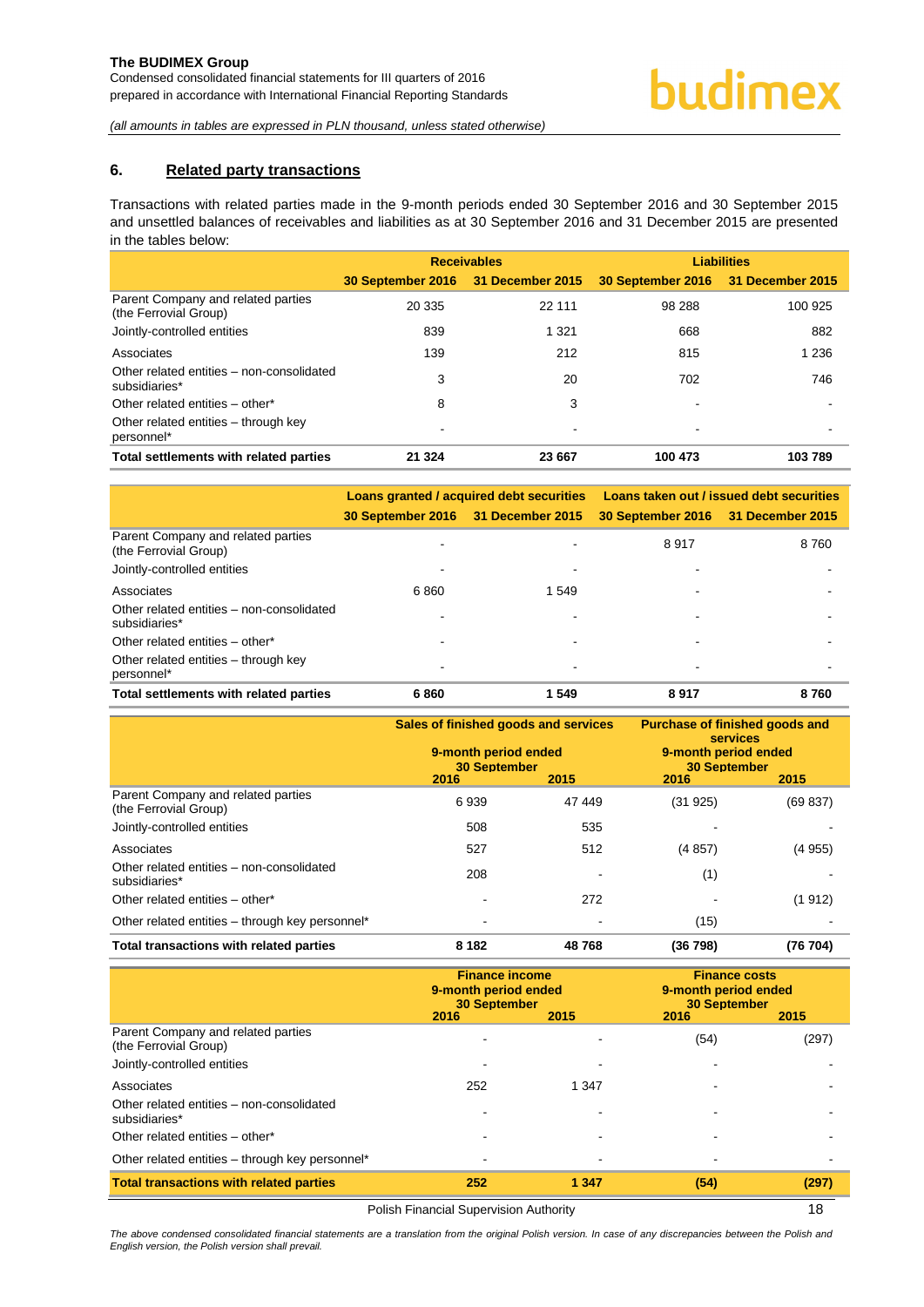## 6. Related party transactions

Transactions with related parties made in the 9-month periods ended 30 September 2016 and 30 September 2015 and unsettled balances of receivables and liabilities as at 30 September 2016 and 31 December 2015 are presented in the tables below:

| | Receivables | | Liabilities | |
|---|---|---|---|---|
| | 30 September 2016 | 31 December 2015 | 30 September 2016 | 31 December 2015 |
| Parent Company and related parties (the Ferrovial Group) | 20 335 | 22 111 | 98 288 | 100 925 |
| Jointly-controlled entities | 839 | 1 321 | 668 | 882 |
| Associates | 139 | 212 | 815 | 1 236 |
| Other related entities – non-consolidated subsidiaries* | 3 | 20 | 702 | 746 |
| Other related entities – other* | 8 | 3 | - | - |
| Other related entities – through key personnel* | - | - | - | - |
| **Total settlements with related parties** | **21 324** | **23 667** | **100 473** | **103 789** |

| | Loans granted / acquired debt securities | | Loans taken out / issued debt securities | |
|---|---|---|---|---|
| | 30 September 2016 | 31 December 2015 | 30 September 2016 | 31 December 2015 |
| Parent Company and related parties (the Ferrovial Group) | - | - | 8 917 | 8 760 |
| Jointly-controlled entities | - | - | - | - |
| Associates | 6 860 | 1 549 | - | - |
| Other related entities – non-consolidated subsidiaries* | - | - | - | - |
| Other related entities – other* | - | - | - | - |
| Other related entities – through key personnel* | - | - | - | - |
| **Total settlements with related parties** | **6 860** | **1 549** | **8 917** | **8 760** |

| | Sales of finished goods and services 9-month period ended 30 September | | Purchase of finished goods and services 9-month period ended 30 September | |
|---|---|---|---|---|
| | 2016 | 2015 | 2016 | 2015 |
| Parent Company and related parties (the Ferrovial Group) | 6 939 | 47 449 | (31 925) | (69 837) |
| Jointly-controlled entities | 508 | 535 | - | - |
| Associates | 527 | 512 | (4 857) | (4 955) |
| Other related entities – non-consolidated subsidiaries* | 208 | - | (1) | - |
| Other related entities – other* | - | 272 | - | (1 912) |
| Other related entities – through key personnel* | - | - | (15) | - |
| **Total transactions with related parties** | **8 182** | **48 768** | **(36 798)** | **(76 704)** |

| | Finance income 9-month period ended 30 September | | Finance costs 9-month period ended 30 September | |
|---|---|---|---|---|
| | 2016 | 2015 | 2016 | 2015 |
| Parent Company and related parties (the Ferrovial Group) | - | - | (54) | (297) |
| Jointly-controlled entities | - | - | - | - |
| Associates | 252 | 1 347 | - | - |
| Other related entities – non-consolidated subsidiaries* | - | - | - | - |
| Other related entities – other* | - | - | - | - |
| Other related entities – through key personnel* | - | - | - | - |
| **Total transactions with related parties** | **252** | **1 347** | **(54)** | **(297)** |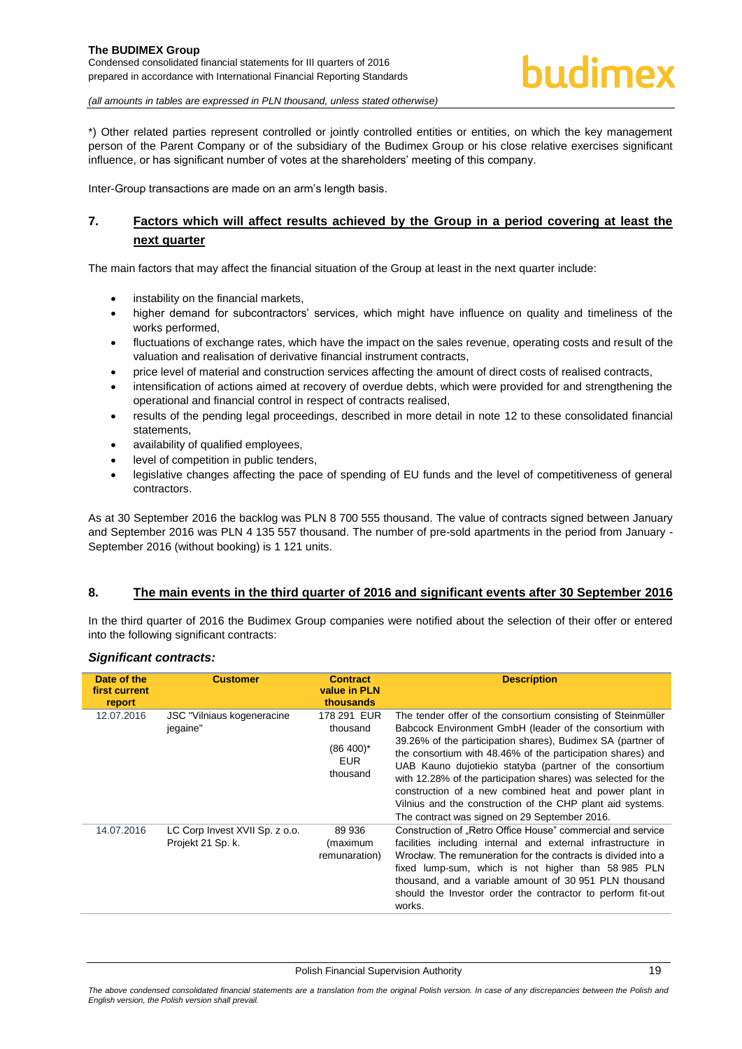*) Other related parties represent controlled or jointly controlled entities or entities, on which the key management person of the Parent Company or of the subsidiary of the Budimex Group or his close relative exercises significant influence, or has significant number of votes at the shareholders' meeting of this company.

Inter-Group transactions are made on an arm's length basis.

## 7. Factors which will affect results achieved by the Group in a period covering at least the next quarter

The main factors that may affect the financial situation of the Group at least in the next quarter include:

- instability on the financial markets,
- higher demand for subcontractors' services, which might have influence on quality and timeliness of the works performed,
- fluctuations of exchange rates, which have the impact on the sales revenue, operating costs and result of the valuation and realisation of derivative financial instrument contracts,
- price level of material and construction services affecting the amount of direct costs of realised contracts,
- intensification of actions aimed at recovery of overdue debts, which were provided for and strengthening the operational and financial control in respect of contracts realised,
- results of the pending legal proceedings, described in more detail in note 12 to these consolidated financial statements,
- availability of qualified employees,
- level of competition in public tenders,
- legislative changes affecting the pace of spending of EU funds and the level of competitiveness of general contractors.

As at 30 September 2016 the backlog was PLN 8 700 555 thousand. The value of contracts signed between January and September 2016 was PLN 4 135 557 thousand. The number of pre-sold apartments in the period from January - September 2016 (without booking) is 1 121 units.

## 8. The main events in the third quarter of 2016 and significant events after 30 September 2016

In the third quarter of 2016 the Budimex Group companies were notified about the selection of their offer or entered into the following significant contracts:

### *Significant contracts:*

| Date of the first current report | Customer | Contract value in PLN thousands | Description |
|---|---|---|---|
| 12.07.2016 | JSC "Vilniaus kogeneracine jegaine" | 178 291 EUR thousand (86 400)* EUR thousand | The tender offer of the consortium consisting of Steinmüller Babcock Environment GmbH (leader of the consortium with 39.26% of the participation shares), Budimex SA (partner of the consortium with 48.46% of the participation shares) and UAB Kauno dujotiekio statyba (partner of the consortium with 12.28% of the participation shares) was selected for the construction of a new combined heat and power plant in Vilnius and the construction of the CHP plant aid systems. The contract was signed on 29 September 2016. |
| 14.07.2016 | LC Corp Invest XVII Sp. z o.o. Projekt 21 Sp. k. | 89 936 (maximum remunaration) | Construction of „Retro Office House" commercial and service facilities including internal and external infrastructure in Wrocław. The remuneration for the contracts is divided into a fixed lump-sum, which is not higher than 58 985 PLN thousand, and a variable amount of 30 951 PLN thousand should the Investor order the contractor to perform fit-out works. |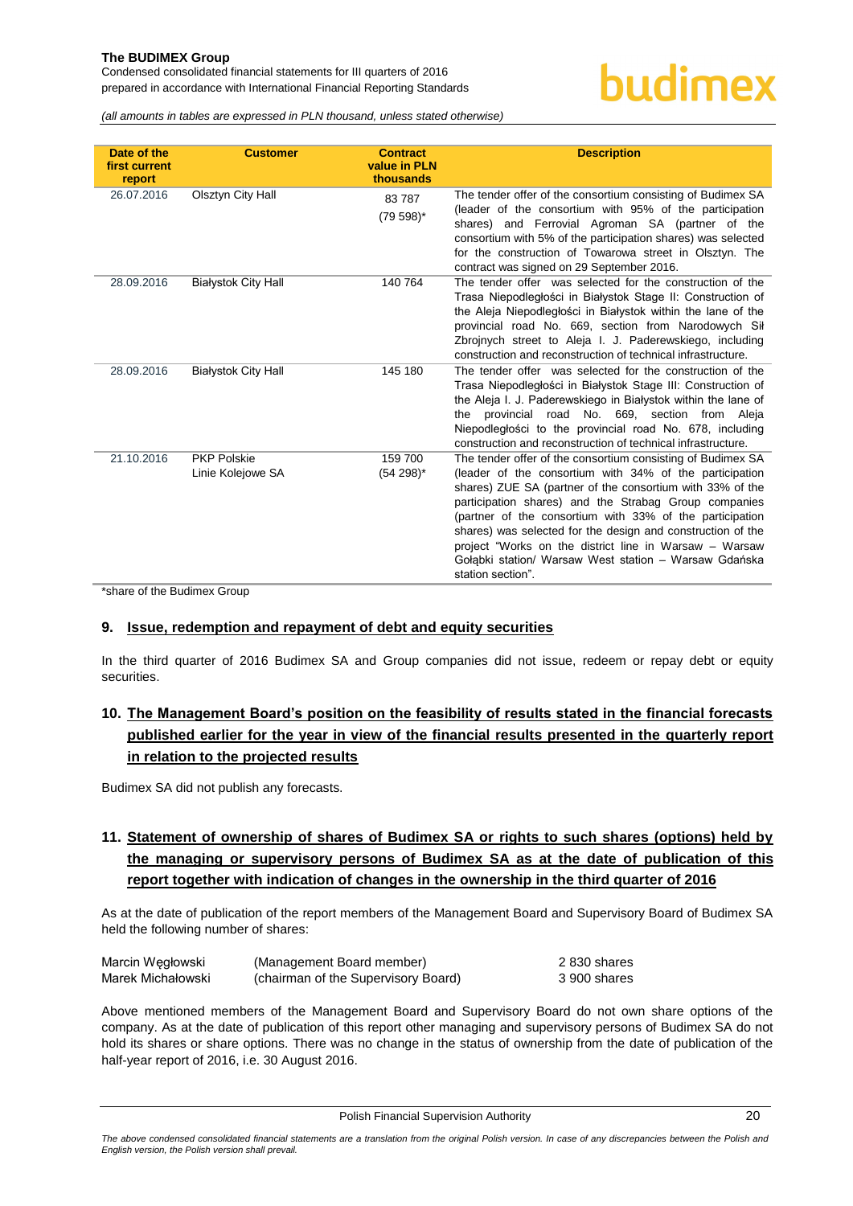| Date of the first current report | Customer | Contract value in PLN thousands | Description |
|---|---|---|---|
| 26.07.2016 | Olsztyn City Hall | 83 787 (79 598)* | The tender offer of the consortium consisting of Budimex SA (leader of the consortium with 95% of the participation shares) and Ferrovial Agroman SA (partner of the consortium with 5% of the participation shares) was selected for the construction of Towarowa street in Olsztyn. The contract was signed on 29 September 2016. |
| 28.09.2016 | Białystok City Hall | 140 764 | The tender offer was selected for the construction of the Trasa Niepodległości in Białystok Stage II: Construction of the Aleja Niepodległości in Białystok within the lane of the provincial road No. 669, section from Narodowych Sił Zbrojnych street to Aleja I. J. Paderewskiego, including construction and reconstruction of technical infrastructure. |
| 28.09.2016 | Białystok City Hall | 145 180 | The tender offer was selected for the construction of the Trasa Niepodległości in Białystok Stage III: Construction of the Aleja I. J. Paderewskiego in Białystok within the lane of the provincial road No. 669, section from Aleja Niepodległości to the provincial road No. 678, including construction and reconstruction of technical infrastructure. |
| 21.10.2016 | PKP Polskie Linie Kolejowe SA | 159 700 (54 298)* | The tender offer of the consortium consisting of Budimex SA (leader of the consortium with 34% of the participation shares) ZUE SA (partner of the consortium with 33% of the participation shares) and the Strabag Group companies (partner of the consortium with 33% of the participation shares) was selected for the design and construction of the project "Works on the district line in Warsaw – Warsaw Gołąbki station/ Warsaw West station – Warsaw Gdańska station section". |

*share of the Budimex Group

## 9. Issue, redemption and repayment of debt and equity securities

In the third quarter of 2016 Budimex SA and Group companies did not issue, redeem or repay debt or equity securities.

## 10. The Management Board's position on the feasibility of results stated in the financial forecasts published earlier for the year in view of the financial results presented in the quarterly report in relation to the projected results

Budimex SA did not publish any forecasts.

## 11. Statement of ownership of shares of Budimex SA or rights to such shares (options) held by the managing or supervisory persons of Budimex SA as at the date of publication of this report together with indication of changes in the ownership in the third quarter of 2016

As at the date of publication of the report members of the Management Board and Supervisory Board of Budimex SA held the following number of shares:

| | | |
|---|---|---|
| Marcin Węgłowski | (Management Board member) | 2 830 shares |
| Marek Michałowski | (chairman of the Supervisory Board) | 3 900 shares |

Above mentioned members of the Management Board and Supervisory Board do not own share options of the company. As at the date of publication of this report other managing and supervisory persons of Budimex SA do not hold its shares or share options. There was no change in the status of ownership from the date of publication of the half-year report of 2016, i.e. 30 August 2016.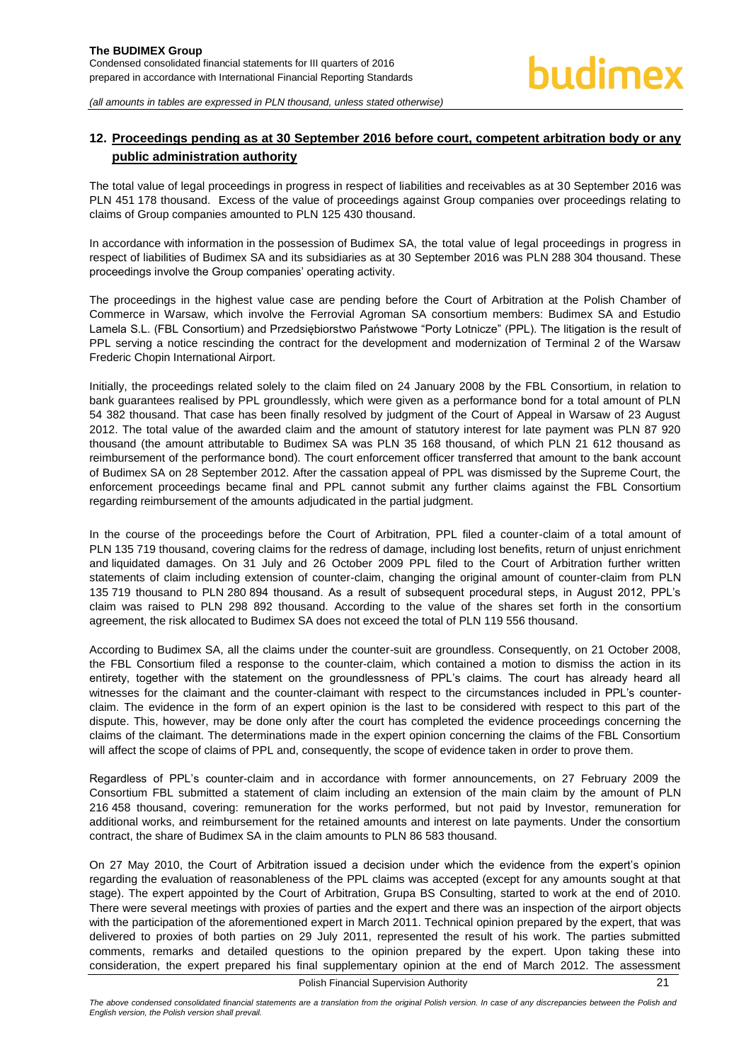## 12. Proceedings pending as at 30 September 2016 before court, competent arbitration body or any public administration authority

The total value of legal proceedings in progress in respect of liabilities and receivables as at 30 September 2016 was PLN 451 178 thousand. Excess of the value of proceedings against Group companies over proceedings relating to claims of Group companies amounted to PLN 125 430 thousand.

In accordance with information in the possession of Budimex SA, the total value of legal proceedings in progress in respect of liabilities of Budimex SA and its subsidiaries as at 30 September 2016 was PLN 288 304 thousand. These proceedings involve the Group companies' operating activity.

The proceedings in the highest value case are pending before the Court of Arbitration at the Polish Chamber of Commerce in Warsaw, which involve the Ferrovial Agroman SA consortium members: Budimex SA and Estudio Lamela S.L. (FBL Consortium) and Przedsiębiorstwo Państwowe "Porty Lotnicze" (PPL). The litigation is the result of PPL serving a notice rescinding the contract for the development and modernization of Terminal 2 of the Warsaw Frederic Chopin International Airport.

Initially, the proceedings related solely to the claim filed on 24 January 2008 by the FBL Consortium, in relation to bank guarantees realised by PPL groundlessly, which were given as a performance bond for a total amount of PLN 54 382 thousand. That case has been finally resolved by judgment of the Court of Appeal in Warsaw of 23 August 2012. The total value of the awarded claim and the amount of statutory interest for late payment was PLN 87 920 thousand (the amount attributable to Budimex SA was PLN 35 168 thousand, of which PLN 21 612 thousand as reimbursement of the performance bond). The court enforcement officer transferred that amount to the bank account of Budimex SA on 28 September 2012. After the cassation appeal of PPL was dismissed by the Supreme Court, the enforcement proceedings became final and PPL cannot submit any further claims against the FBL Consortium regarding reimbursement of the amounts adjudicated in the partial judgment.

In the course of the proceedings before the Court of Arbitration, PPL filed a counter-claim of a total amount of PLN 135 719 thousand, covering claims for the redress of damage, including lost benefits, return of unjust enrichment and liquidated damages. On 31 July and 26 October 2009 PPL filed to the Court of Arbitration further written statements of claim including extension of counter-claim, changing the original amount of counter-claim from PLN 135 719 thousand to PLN 280 894 thousand. As a result of subsequent procedural steps, in August 2012, PPL's claim was raised to PLN 298 892 thousand. According to the value of the shares set forth in the consortium agreement, the risk allocated to Budimex SA does not exceed the total of PLN 119 556 thousand.

According to Budimex SA, all the claims under the counter-suit are groundless. Consequently, on 21 October 2008, the FBL Consortium filed a response to the counter-claim, which contained a motion to dismiss the action in its entirety, together with the statement on the groundlessness of PPL's claims. The court has already heard all witnesses for the claimant and the counter-claimant with respect to the circumstances included in PPL's counter-claim. The evidence in the form of an expert opinion is the last to be considered with respect to this part of the dispute. This, however, may be done only after the court has completed the evidence proceedings concerning the claims of the claimant. The determinations made in the expert opinion concerning the claims of the FBL Consortium will affect the scope of claims of PPL and, consequently, the scope of evidence taken in order to prove them.

Regardless of PPL's counter-claim and in accordance with former announcements, on 27 February 2009 the Consortium FBL submitted a statement of claim including an extension of the main claim by the amount of PLN 216 458 thousand, covering: remuneration for the works performed, but not paid by Investor, remuneration for additional works, and reimbursement for the retained amounts and interest on late payments. Under the consortium contract, the share of Budimex SA in the claim amounts to PLN 86 583 thousand.

On 27 May 2010, the Court of Arbitration issued a decision under which the evidence from the expert's opinion regarding the evaluation of reasonableness of the PPL claims was accepted (except for any amounts sought at that stage). The expert appointed by the Court of Arbitration, Grupa BS Consulting, started to work at the end of 2010. There were several meetings with proxies of parties and the expert and there was an inspection of the airport objects with the participation of the aforementioned expert in March 2011. Technical opinion prepared by the expert, that was delivered to proxies of both parties on 29 July 2011, represented the result of his work. The parties submitted comments, remarks and detailed questions to the opinion prepared by the expert. Upon taking these into consideration, the expert prepared his final supplementary opinion at the end of March 2012. The assessment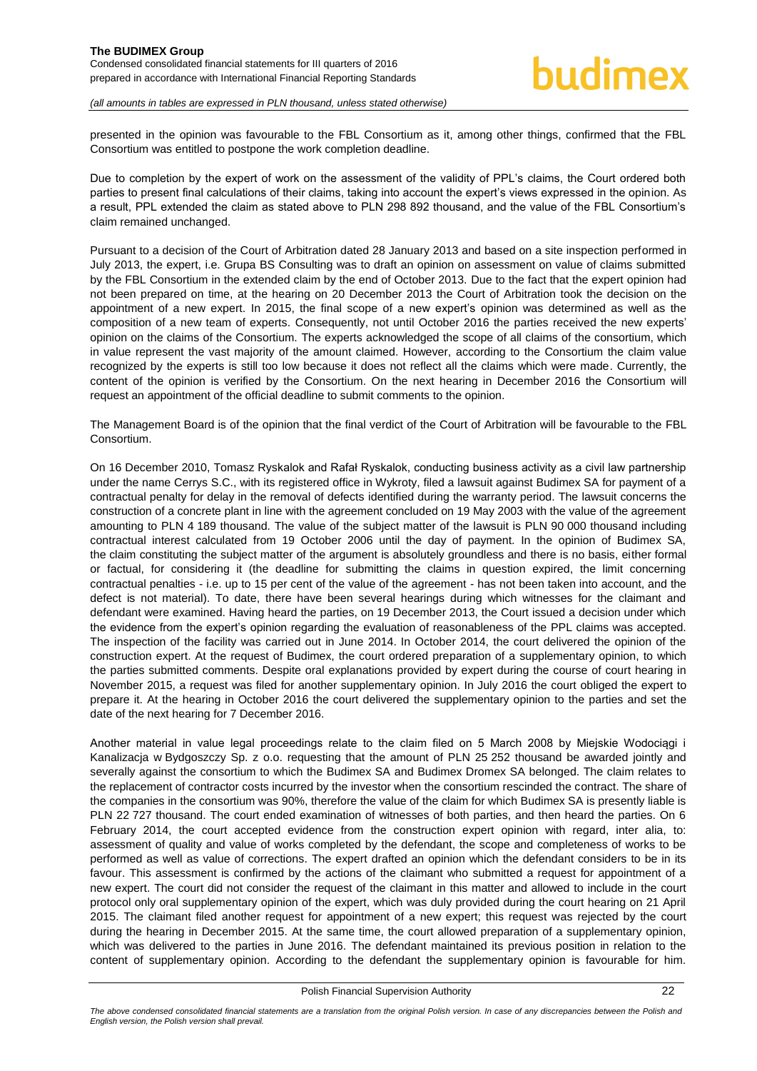presented in the opinion was favourable to the FBL Consortium as it, among other things, confirmed that the FBL Consortium was entitled to postpone the work completion deadline.

Due to completion by the expert of work on the assessment of the validity of PPL's claims, the Court ordered both parties to present final calculations of their claims, taking into account the expert's views expressed in the opinion. As a result, PPL extended the claim as stated above to PLN 298 892 thousand, and the value of the FBL Consortium's claim remained unchanged.

Pursuant to a decision of the Court of Arbitration dated 28 January 2013 and based on a site inspection performed in July 2013, the expert, i.e. Grupa BS Consulting was to draft an opinion on assessment on value of claims submitted by the FBL Consortium in the extended claim by the end of October 2013. Due to the fact that the expert opinion had not been prepared on time, at the hearing on 20 December 2013 the Court of Arbitration took the decision on the appointment of a new expert. In 2015, the final scope of a new expert's opinion was determined as well as the composition of a new team of experts. Consequently, not until October 2016 the parties received the new experts' opinion on the claims of the Consortium. The experts acknowledged the scope of all claims of the consortium, which in value represent the vast majority of the amount claimed. However, according to the Consortium the claim value recognized by the experts is still too low because it does not reflect all the claims which were made. Currently, the content of the opinion is verified by the Consortium. On the next hearing in December 2016 the Consortium will request an appointment of the official deadline to submit comments to the opinion.

The Management Board is of the opinion that the final verdict of the Court of Arbitration will be favourable to the FBL Consortium.

On 16 December 2010, Tomasz Ryskalok and Rafał Ryskalok, conducting business activity as a civil law partnership under the name Cerrys S.C., with its registered office in Wykroty, filed a lawsuit against Budimex SA for payment of a contractual penalty for delay in the removal of defects identified during the warranty period. The lawsuit concerns the construction of a concrete plant in line with the agreement concluded on 19 May 2003 with the value of the agreement amounting to PLN 4 189 thousand. The value of the subject matter of the lawsuit is PLN 90 000 thousand including contractual interest calculated from 19 October 2006 until the day of payment. In the opinion of Budimex SA, the claim constituting the subject matter of the argument is absolutely groundless and there is no basis, either formal or factual, for considering it (the deadline for submitting the claims in question expired, the limit concerning contractual penalties - i.e. up to 15 per cent of the value of the agreement - has not been taken into account, and the defect is not material). To date, there have been several hearings during which witnesses for the claimant and defendant were examined. Having heard the parties, on 19 December 2013, the Court issued a decision under which the evidence from the expert's opinion regarding the evaluation of reasonableness of the PPL claims was accepted. The inspection of the facility was carried out in June 2014. In October 2014, the court delivered the opinion of the construction expert. At the request of Budimex, the court ordered preparation of a supplementary opinion, to which the parties submitted comments. Despite oral explanations provided by expert during the course of court hearing in November 2015, a request was filed for another supplementary opinion. In July 2016 the court obliged the expert to prepare it. At the hearing in October 2016 the court delivered the supplementary opinion to the parties and set the date of the next hearing for 7 December 2016.

Another material in value legal proceedings relate to the claim filed on 5 March 2008 by Miejskie Wodociągi i Kanalizacja w Bydgoszczy Sp. z o.o. requesting that the amount of PLN 25 252 thousand be awarded jointly and severally against the consortium to which the Budimex SA and Budimex Dromex SA belonged. The claim relates to the replacement of contractor costs incurred by the investor when the consortium rescinded the contract. The share of the companies in the consortium was 90%, therefore the value of the claim for which Budimex SA is presently liable is PLN 22 727 thousand. The court ended examination of witnesses of both parties, and then heard the parties. On 6 February 2014, the court accepted evidence from the construction expert opinion with regard, inter alia, to: assessment of quality and value of works completed by the defendant, the scope and completeness of works to be performed as well as value of corrections. The expert drafted an opinion which the defendant considers to be in its favour. This assessment is confirmed by the actions of the claimant who submitted a request for appointment of a new expert. The court did not consider the request of the claimant in this matter and allowed to include in the court protocol only oral supplementary opinion of the expert, which was duly provided during the court hearing on 21 April 2015. The claimant filed another request for appointment of a new expert; this request was rejected by the court during the hearing in December 2015. At the same time, the court allowed preparation of a supplementary opinion, which was delivered to the parties in June 2016. The defendant maintained its previous position in relation to the content of supplementary opinion. According to the defendant the supplementary opinion is favourable for him.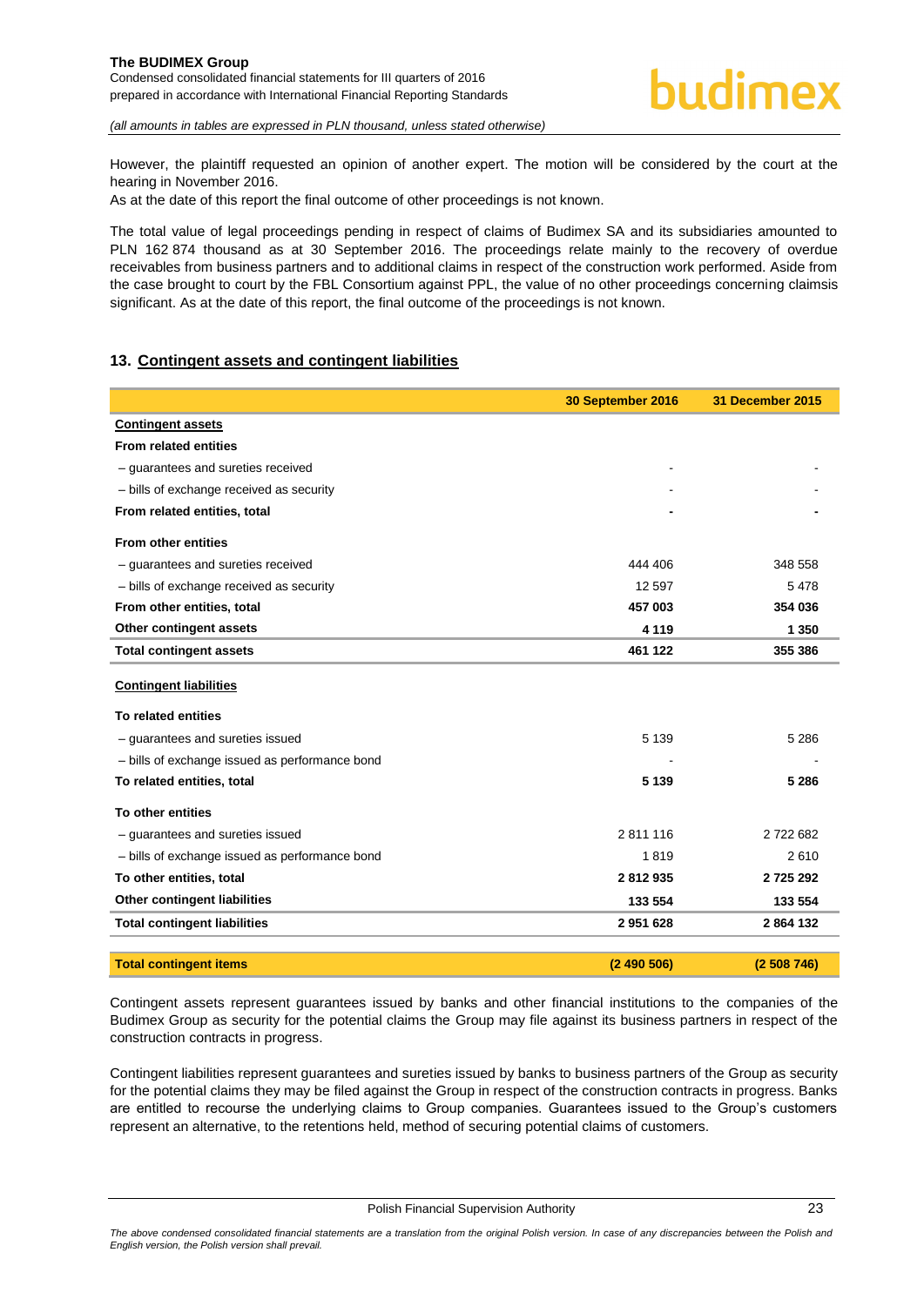However, the plaintiff requested an opinion of another expert. The motion will be considered by the court at the hearing in November 2016.

As at the date of this report the final outcome of other proceedings is not known.

The total value of legal proceedings pending in respect of claims of Budimex SA and its subsidiaries amounted to PLN 162 874 thousand as at 30 September 2016. The proceedings relate mainly to the recovery of overdue receivables from business partners and to additional claims in respect of the construction work performed. Aside from the case brought to court by the FBL Consortium against PPL, the value of no other proceedings concerning claimsis significant. As at the date of this report, the final outcome of the proceedings is not known.

## 13. Contingent assets and contingent liabilities

| | 30 September 2016 | 31 December 2015 |
|---|---|---|
| **Contingent assets** | | |
| **From related entities** | | |
| – guarantees and sureties received | - | - |
| – bills of exchange received as security | - | - |
| **From related entities, total** | **-** | **-** |
| **From other entities** | | |
| – guarantees and sureties received | 444 406 | 348 558 |
| – bills of exchange received as security | 12 597 | 5 478 |
| **From other entities, total** | **457 003** | **354 036** |
| **Other contingent assets** | **4 119** | **1 350** |
| **Total contingent assets** | **461 122** | **355 386** |
| **Contingent liabilities** | | |
| **To related entities** | | |
| – guarantees and sureties issued | 5 139 | 5 286 |
| – bills of exchange issued as performance bond | - | - |
| **To related entities, total** | **5 139** | **5 286** |
| **To other entities** | | |
| – guarantees and sureties issued | 2 811 116 | 2 722 682 |
| – bills of exchange issued as performance bond | 1 819 | 2 610 |
| **To other entities, total** | **2 812 935** | **2 725 292** |
| **Other contingent liabilities** | **133 554** | **133 554** |
| **Total contingent liabilities** | **2 951 628** | **2 864 132** |
| **Total contingent items** | **(2 490 506)** | **(2 508 746)** |

Contingent assets represent guarantees issued by banks and other financial institutions to the companies of the Budimex Group as security for the potential claims the Group may file against its business partners in respect of the construction contracts in progress.

Contingent liabilities represent guarantees and sureties issued by banks to business partners of the Group as security for the potential claims they may be filed against the Group in respect of the construction contracts in progress. Banks are entitled to recourse the underlying claims to Group companies. Guarantees issued to the Group's customers represent an alternative, to the retentions held, method of securing potential claims of customers.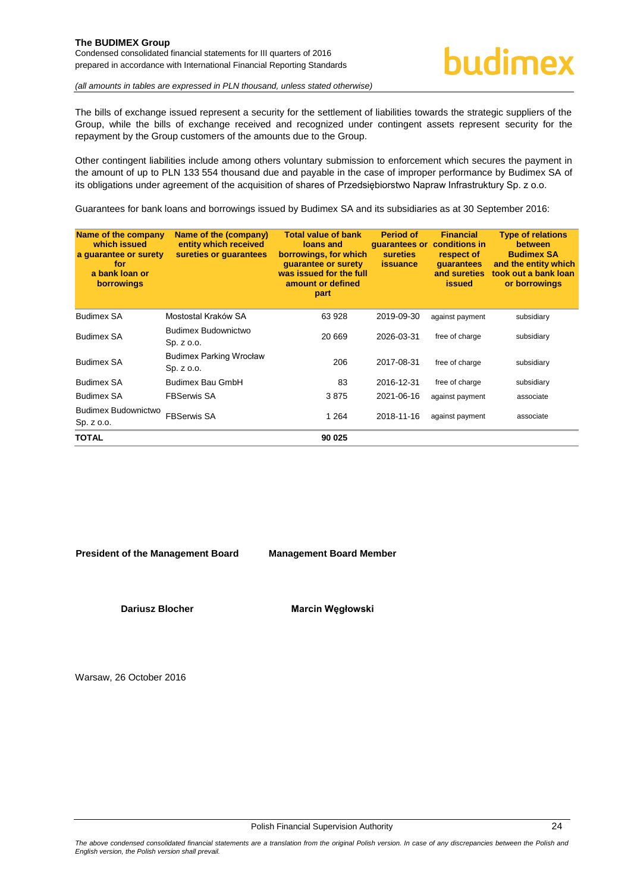The bills of exchange issued represent a security for the settlement of liabilities towards the strategic suppliers of the Group, while the bills of exchange received and recognized under contingent assets represent security for the repayment by the Group customers of the amounts due to the Group.

Other contingent liabilities include among others voluntary submission to enforcement which secures the payment in the amount of up to PLN 133 554 thousand due and payable in the case of improper performance by Budimex SA of its obligations under agreement of the acquisition of shares of Przedsiębiorstwo Napraw Infrastruktury Sp. z o.o.

Guarantees for bank loans and borrowings issued by Budimex SA and its subsidiaries as at 30 September 2016:

| Name of the company which issued a guarantee or surety for a bank loan or borrowings | Name of the (company) entity which received sureties or guarantees | Total value of bank loans and borrowings, for which guarantee or surety was issued for the full amount or defined part | Period of guarantees or sureties issuance | Financial conditions in respect of guarantees and sureties issued | Type of relations between Budimex SA and the entity which took out a bank loan or borrowings |
|---|---|---|---|---|---|
| Budimex SA | Mostostal Kraków SA | 63 928 | 2019-09-30 | against payment | subsidiary |
| Budimex SA | Budimex Budownictwo Sp. z o.o. | 20 669 | 2026-03-31 | free of charge | subsidiary |
| Budimex SA | Budimex Parking Wrocław Sp. z o.o. | 206 | 2017-08-31 | free of charge | subsidiary |
| Budimex SA | Budimex Bau GmbH | 83 | 2016-12-31 | free of charge | subsidiary |
| Budimex SA | FBSerwis SA | 3 875 | 2021-06-16 | against payment | associate |
| Budimex Budownictwo Sp. z o.o. | FBSerwis SA | 1 264 | 2018-11-16 | against payment | associate |
| **TOTAL** | | **90 025** | | | |

**President of the Management Board** | **Management Board Member**

**Dariusz Blocher** | **Marcin Węgłowski**

Warsaw, 26 October 2016

*The above condensed consolidated financial statements are a translation from the original Polish version. In case of any discrepancies between the Polish and English version, the Polish version shall prevail.*